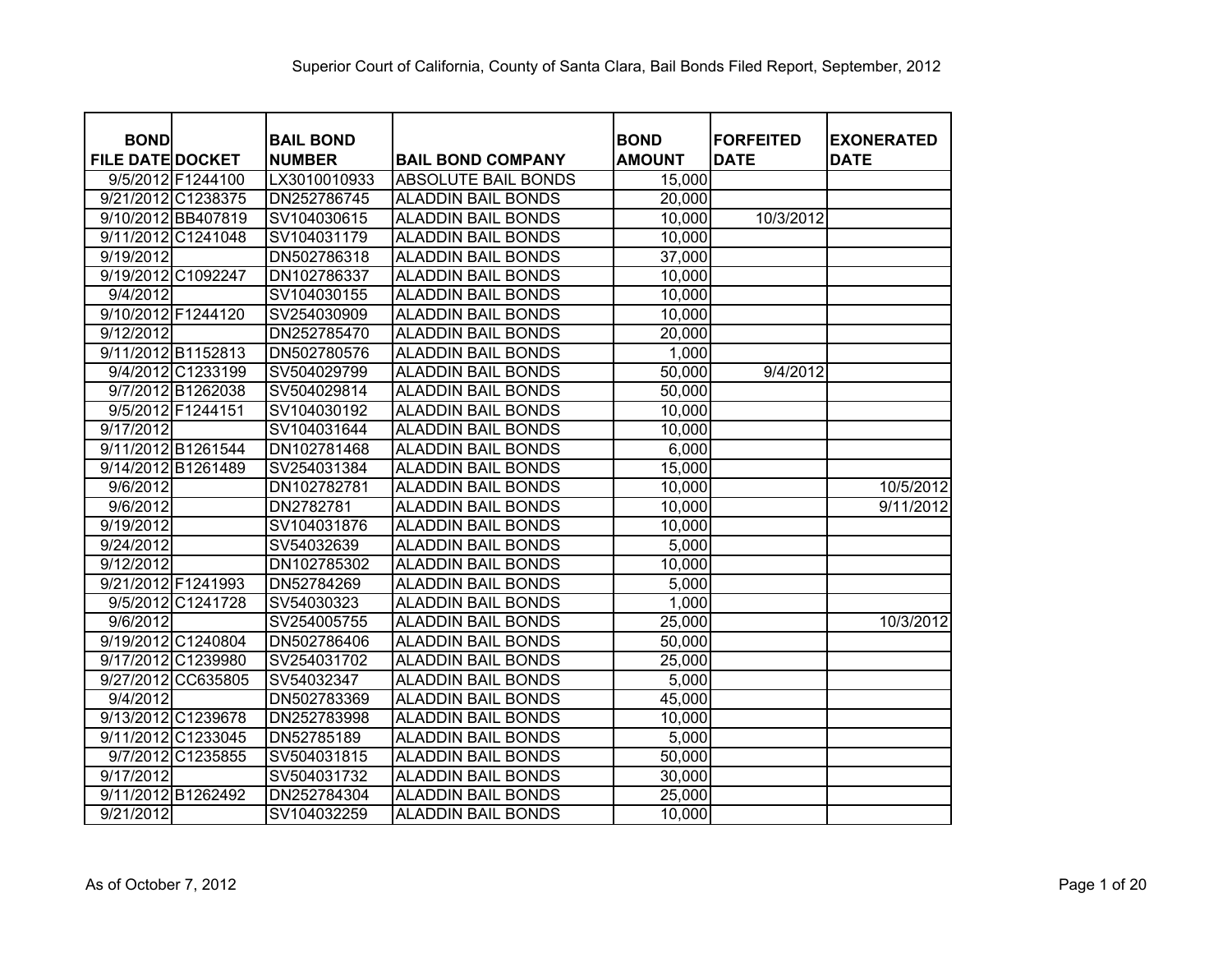# Superior Court of California, County of Santa Clara, Bail Bonds Filed Report, September, 2012

| BOND FILE DATE | DOCKET | BAIL BOND NUMBER | BAIL BOND COMPANY | BOND AMOUNT | FORFEITED DATE | EXONERATED DATE |
|---|---|---|---|---|---|---|
| 9/5/2012 | F1244100 | LX3010010933 | ABSOLUTE BAIL BONDS | 15,000 | | |
| 9/21/2012 | C1238375 | DN252786745 | ALADDIN BAIL BONDS | 20,000 | | |
| 9/10/2012 | BB407819 | SV104030615 | ALADDIN BAIL BONDS | 10,000 | 10/3/2012 | |
| 9/11/2012 | C1241048 | SV104031179 | ALADDIN BAIL BONDS | 10,000 | | |
| 9/19/2012 | | DN502786318 | ALADDIN BAIL BONDS | 37,000 | | |
| 9/19/2012 | C1092247 | DN102786337 | ALADDIN BAIL BONDS | 10,000 | | |
| 9/4/2012 | | SV104030155 | ALADDIN BAIL BONDS | 10,000 | | |
| 9/10/2012 | F1244120 | SV254030909 | ALADDIN BAIL BONDS | 10,000 | | |
| 9/12/2012 | | DN252785470 | ALADDIN BAIL BONDS | 20,000 | | |
| 9/11/2012 | B1152813 | DN502780576 | ALADDIN BAIL BONDS | 1,000 | | |
| 9/4/2012 | C1233199 | SV504029799 | ALADDIN BAIL BONDS | 50,000 | 9/4/2012 | |
| 9/7/2012 | B1262038 | SV504029814 | ALADDIN BAIL BONDS | 50,000 | | |
| 9/5/2012 | F1244151 | SV104030192 | ALADDIN BAIL BONDS | 10,000 | | |
| 9/17/2012 | | SV104031644 | ALADDIN BAIL BONDS | 10,000 | | |
| 9/11/2012 | B1261544 | DN102781468 | ALADDIN BAIL BONDS | 6,000 | | |
| 9/14/2012 | B1261489 | SV254031384 | ALADDIN BAIL BONDS | 15,000 | | |
| 9/6/2012 | | DN102782781 | ALADDIN BAIL BONDS | 10,000 | | 10/5/2012 |
| 9/6/2012 | | DN2782781 | ALADDIN BAIL BONDS | 10,000 | | 9/11/2012 |
| 9/19/2012 | | SV104031876 | ALADDIN BAIL BONDS | 10,000 | | |
| 9/24/2012 | | SV54032639 | ALADDIN BAIL BONDS | 5,000 | | |
| 9/12/2012 | | DN102785302 | ALADDIN BAIL BONDS | 10,000 | | |
| 9/21/2012 | F1241993 | DN52784269 | ALADDIN BAIL BONDS | 5,000 | | |
| 9/5/2012 | C1241728 | SV54030323 | ALADDIN BAIL BONDS | 1,000 | | |
| 9/6/2012 | | SV254005755 | ALADDIN BAIL BONDS | 25,000 | | 10/3/2012 |
| 9/19/2012 | C1240804 | DN502786406 | ALADDIN BAIL BONDS | 50,000 | | |
| 9/17/2012 | C1239980 | SV254031702 | ALADDIN BAIL BONDS | 25,000 | | |
| 9/27/2012 | CC635805 | SV54032347 | ALADDIN BAIL BONDS | 5,000 | | |
| 9/4/2012 | | DN502783369 | ALADDIN BAIL BONDS | 45,000 | | |
| 9/13/2012 | C1239678 | DN252783998 | ALADDIN BAIL BONDS | 10,000 | | |
| 9/11/2012 | C1233045 | DN52785189 | ALADDIN BAIL BONDS | 5,000 | | |
| 9/7/2012 | C1235855 | SV504031815 | ALADDIN BAIL BONDS | 50,000 | | |
| 9/17/2012 | | SV504031732 | ALADDIN BAIL BONDS | 30,000 | | |
| 9/11/2012 | B1262492 | DN252784304 | ALADDIN BAIL BONDS | 25,000 | | |
| 9/21/2012 | | SV104032259 | ALADDIN BAIL BONDS | 10,000 | | |

As of October 7, 2012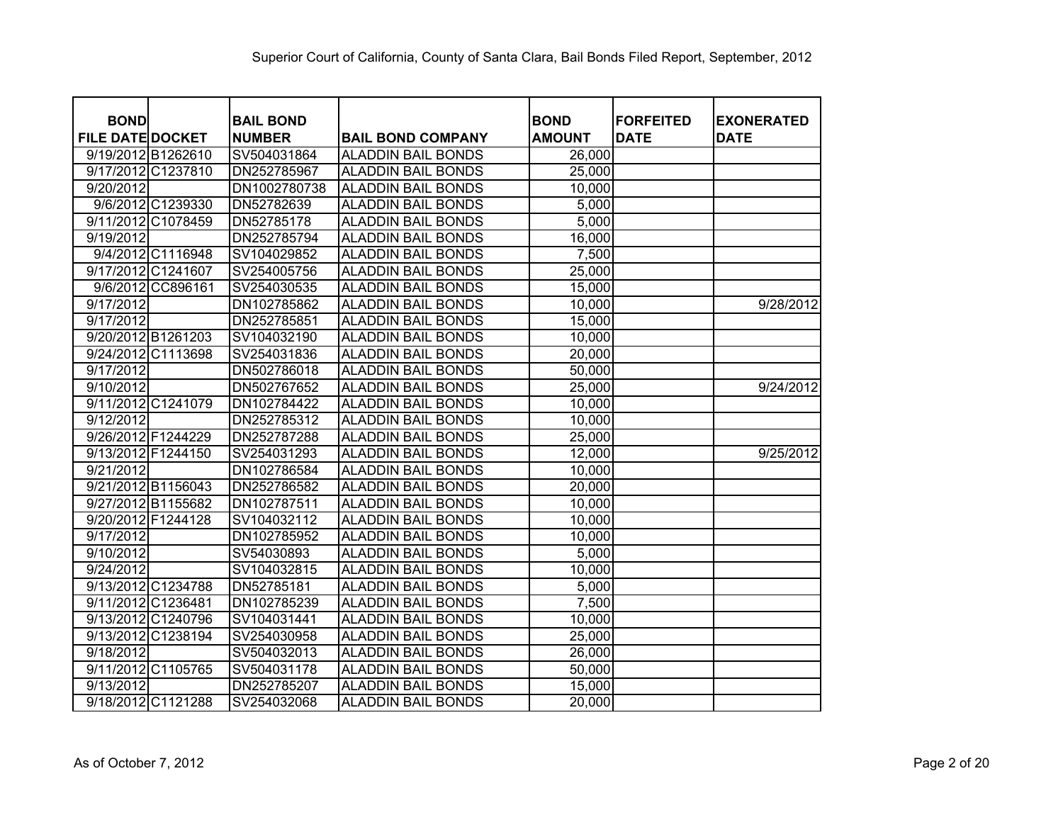Superior Court of California, County of Santa Clara, Bail Bonds Filed Report, September, 2012

| BOND FILE DATE | DOCKET | BAIL BOND NUMBER | BAIL BOND COMPANY | BOND AMOUNT | FORFEITED DATE | EXONERATED DATE |
|---|---|---|---|---|---|---|
| 9/19/2012 | B1262610 | SV504031864 | ALADDIN BAIL BONDS | 26,000 | | |
| 9/17/2012 | C1237810 | DN252785967 | ALADDIN BAIL BONDS | 25,000 | | |
| 9/20/2012 | | DN1002780738 | ALADDIN BAIL BONDS | 10,000 | | |
| 9/6/2012 | C1239330 | DN52782639 | ALADDIN BAIL BONDS | 5,000 | | |
| 9/11/2012 | C1078459 | DN52785178 | ALADDIN BAIL BONDS | 5,000 | | |
| 9/19/2012 | | DN252785794 | ALADDIN BAIL BONDS | 16,000 | | |
| 9/4/2012 | C1116948 | SV104029852 | ALADDIN BAIL BONDS | 7,500 | | |
| 9/17/2012 | C1241607 | SV254005756 | ALADDIN BAIL BONDS | 25,000 | | |
| 9/6/2012 | CC896161 | SV254030535 | ALADDIN BAIL BONDS | 15,000 | | |
| 9/17/2012 | | DN102785862 | ALADDIN BAIL BONDS | 10,000 | | 9/28/2012 |
| 9/17/2012 | | DN252785851 | ALADDIN BAIL BONDS | 15,000 | | |
| 9/20/2012 | B1261203 | SV104032190 | ALADDIN BAIL BONDS | 10,000 | | |
| 9/24/2012 | C1113698 | SV254031836 | ALADDIN BAIL BONDS | 20,000 | | |
| 9/17/2012 | | DN502786018 | ALADDIN BAIL BONDS | 50,000 | | |
| 9/10/2012 | | DN502767652 | ALADDIN BAIL BONDS | 25,000 | | 9/24/2012 |
| 9/11/2012 | C1241079 | DN102784422 | ALADDIN BAIL BONDS | 10,000 | | |
| 9/12/2012 | | DN252785312 | ALADDIN BAIL BONDS | 10,000 | | |
| 9/26/2012 | F1244229 | DN252787288 | ALADDIN BAIL BONDS | 25,000 | | |
| 9/13/2012 | F1244150 | SV254031293 | ALADDIN BAIL BONDS | 12,000 | | 9/25/2012 |
| 9/21/2012 | | DN102786584 | ALADDIN BAIL BONDS | 10,000 | | |
| 9/21/2012 | B1156043 | DN252786582 | ALADDIN BAIL BONDS | 20,000 | | |
| 9/27/2012 | B1155682 | DN102787511 | ALADDIN BAIL BONDS | 10,000 | | |
| 9/20/2012 | F1244128 | SV104032112 | ALADDIN BAIL BONDS | 10,000 | | |
| 9/17/2012 | | DN102785952 | ALADDIN BAIL BONDS | 10,000 | | |
| 9/10/2012 | | SV54030893 | ALADDIN BAIL BONDS | 5,000 | | |
| 9/24/2012 | | SV104032815 | ALADDIN BAIL BONDS | 10,000 | | |
| 9/13/2012 | C1234788 | DN52785181 | ALADDIN BAIL BONDS | 5,000 | | |
| 9/11/2012 | C1236481 | DN102785239 | ALADDIN BAIL BONDS | 7,500 | | |
| 9/13/2012 | C1240796 | SV104031441 | ALADDIN BAIL BONDS | 10,000 | | |
| 9/13/2012 | C1238194 | SV254030958 | ALADDIN BAIL BONDS | 25,000 | | |
| 9/18/2012 | | SV504032013 | ALADDIN BAIL BONDS | 26,000 | | |
| 9/11/2012 | C1105765 | SV504031178 | ALADDIN BAIL BONDS | 50,000 | | |
| 9/13/2012 | | DN252785207 | ALADDIN BAIL BONDS | 15,000 | | |
| 9/18/2012 | C1121288 | SV254032068 | ALADDIN BAIL BONDS | 20,000 | | |

As of October 7, 2012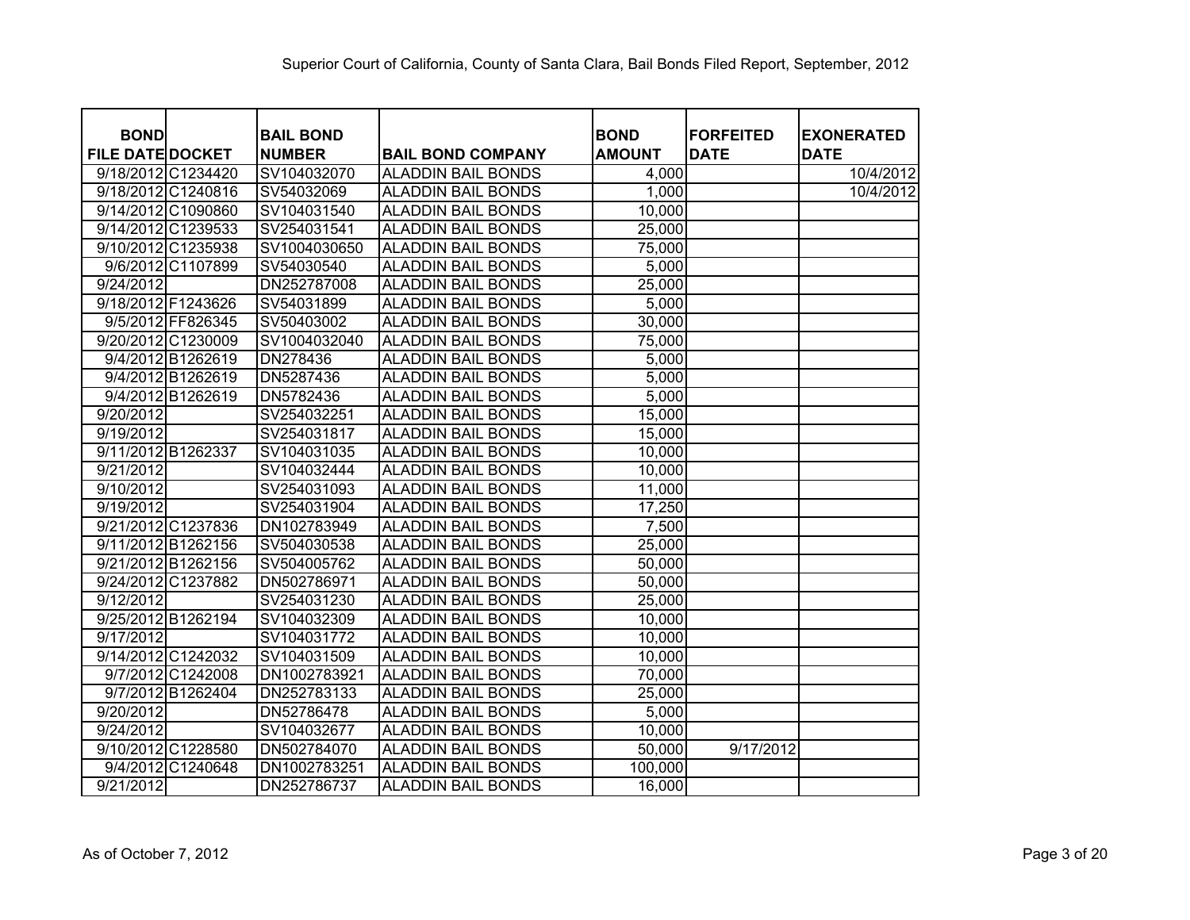Superior Court of California, County of Santa Clara, Bail Bonds Filed Report, September, 2012

| BOND FILE DATE | DOCKET | BAIL BOND NUMBER | BAIL BOND COMPANY | BOND AMOUNT | FORFEITED DATE | EXONERATED DATE |
|---|---|---|---|---|---|---|
| 9/18/2012 | C1234420 | SV104032070 | ALADDIN BAIL BONDS | 4,000 | | 10/4/2012 |
| 9/18/2012 | C1240816 | SV54032069 | ALADDIN BAIL BONDS | 1,000 | | 10/4/2012 |
| 9/14/2012 | C1090860 | SV104031540 | ALADDIN BAIL BONDS | 10,000 | | |
| 9/14/2012 | C1239533 | SV254031541 | ALADDIN BAIL BONDS | 25,000 | | |
| 9/10/2012 | C1235938 | SV1004030650 | ALADDIN BAIL BONDS | 75,000 | | |
| 9/6/2012 | C1107899 | SV54030540 | ALADDIN BAIL BONDS | 5,000 | | |
| 9/24/2012 | | DN252787008 | ALADDIN BAIL BONDS | 25,000 | | |
| 9/18/2012 | F1243626 | SV54031899 | ALADDIN BAIL BONDS | 5,000 | | |
| 9/5/2012 | FF826345 | SV50403002 | ALADDIN BAIL BONDS | 30,000 | | |
| 9/20/2012 | C1230009 | SV1004032040 | ALADDIN BAIL BONDS | 75,000 | | |
| 9/4/2012 | B1262619 | DN278436 | ALADDIN BAIL BONDS | 5,000 | | |
| 9/4/2012 | B1262619 | DN5287436 | ALADDIN BAIL BONDS | 5,000 | | |
| 9/4/2012 | B1262619 | DN5782436 | ALADDIN BAIL BONDS | 5,000 | | |
| 9/20/2012 | | SV254032251 | ALADDIN BAIL BONDS | 15,000 | | |
| 9/19/2012 | | SV254031817 | ALADDIN BAIL BONDS | 15,000 | | |
| 9/11/2012 | B1262337 | SV104031035 | ALADDIN BAIL BONDS | 10,000 | | |
| 9/21/2012 | | SV104032444 | ALADDIN BAIL BONDS | 10,000 | | |
| 9/10/2012 | | SV254031093 | ALADDIN BAIL BONDS | 11,000 | | |
| 9/19/2012 | | SV254031904 | ALADDIN BAIL BONDS | 17,250 | | |
| 9/21/2012 | C1237836 | DN102783949 | ALADDIN BAIL BONDS | 7,500 | | |
| 9/11/2012 | B1262156 | SV504030538 | ALADDIN BAIL BONDS | 25,000 | | |
| 9/21/2012 | B1262156 | SV504005762 | ALADDIN BAIL BONDS | 50,000 | | |
| 9/24/2012 | C1237882 | DN502786971 | ALADDIN BAIL BONDS | 50,000 | | |
| 9/12/2012 | | SV254031230 | ALADDIN BAIL BONDS | 25,000 | | |
| 9/25/2012 | B1262194 | SV104032309 | ALADDIN BAIL BONDS | 10,000 | | |
| 9/17/2012 | | SV104031772 | ALADDIN BAIL BONDS | 10,000 | | |
| 9/14/2012 | C1242032 | SV104031509 | ALADDIN BAIL BONDS | 10,000 | | |
| 9/7/2012 | C1242008 | DN1002783921 | ALADDIN BAIL BONDS | 70,000 | | |
| 9/7/2012 | B1262404 | DN252783133 | ALADDIN BAIL BONDS | 25,000 | | |
| 9/20/2012 | | DN52786478 | ALADDIN BAIL BONDS | 5,000 | | |
| 9/24/2012 | | SV104032677 | ALADDIN BAIL BONDS | 10,000 | | |
| 9/10/2012 | C1228580 | DN502784070 | ALADDIN BAIL BONDS | 50,000 | 9/17/2012 | |
| 9/4/2012 | C1240648 | DN1002783251 | ALADDIN BAIL BONDS | 100,000 | | |
| 9/21/2012 | | DN252786737 | ALADDIN BAIL BONDS | 16,000 | | |

As of October 7, 2012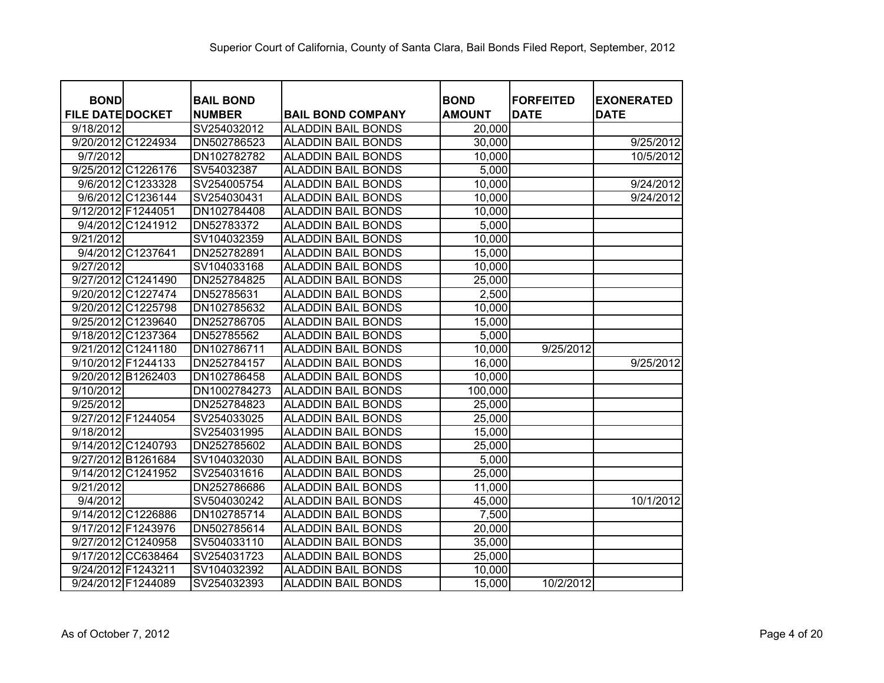Superior Court of California, County of Santa Clara, Bail Bonds Filed Report, September, 2012

| BOND FILE DATE | DOCKET | BAIL BOND NUMBER | BAIL BOND COMPANY | BOND AMOUNT | FORFEITED DATE | EXONERATED DATE |
|---|---|---|---|---|---|---|
| 9/18/2012 | | SV254032012 | ALADDIN BAIL BONDS | 20,000 | | |
| 9/20/2012 | C1224934 | DN502786523 | ALADDIN BAIL BONDS | 30,000 | | 9/25/2012 |
| 9/7/2012 | | DN102782782 | ALADDIN BAIL BONDS | 10,000 | | 10/5/2012 |
| 9/25/2012 | C1226176 | SV54032387 | ALADDIN BAIL BONDS | 5,000 | | |
| 9/6/2012 | C1233328 | SV254005754 | ALADDIN BAIL BONDS | 10,000 | | 9/24/2012 |
| 9/6/2012 | C1236144 | SV254030431 | ALADDIN BAIL BONDS | 10,000 | | 9/24/2012 |
| 9/12/2012 | F1244051 | DN102784408 | ALADDIN BAIL BONDS | 10,000 | | |
| 9/4/2012 | C1241912 | DN52783372 | ALADDIN BAIL BONDS | 5,000 | | |
| 9/21/2012 | | SV104032359 | ALADDIN BAIL BONDS | 10,000 | | |
| 9/4/2012 | C1237641 | DN252782891 | ALADDIN BAIL BONDS | 15,000 | | |
| 9/27/2012 | | SV104033168 | ALADDIN BAIL BONDS | 10,000 | | |
| 9/27/2012 | C1241490 | DN252784825 | ALADDIN BAIL BONDS | 25,000 | | |
| 9/20/2012 | C1227474 | DN52785631 | ALADDIN BAIL BONDS | 2,500 | | |
| 9/20/2012 | C1225798 | DN102785632 | ALADDIN BAIL BONDS | 10,000 | | |
| 9/25/2012 | C1239640 | DN252786705 | ALADDIN BAIL BONDS | 15,000 | | |
| 9/18/2012 | C1237364 | DN52785562 | ALADDIN BAIL BONDS | 5,000 | | |
| 9/21/2012 | C1241180 | DN102786711 | ALADDIN BAIL BONDS | 10,000 | 9/25/2012 | |
| 9/10/2012 | F1244133 | DN252784157 | ALADDIN BAIL BONDS | 16,000 | | 9/25/2012 |
| 9/20/2012 | B1262403 | DN102786458 | ALADDIN BAIL BONDS | 10,000 | | |
| 9/10/2012 | | DN1002784273 | ALADDIN BAIL BONDS | 100,000 | | |
| 9/25/2012 | | DN252784823 | ALADDIN BAIL BONDS | 25,000 | | |
| 9/27/2012 | F1244054 | SV254033025 | ALADDIN BAIL BONDS | 25,000 | | |
| 9/18/2012 | | SV254031995 | ALADDIN BAIL BONDS | 15,000 | | |
| 9/14/2012 | C1240793 | DN252785602 | ALADDIN BAIL BONDS | 25,000 | | |
| 9/27/2012 | B1261684 | SV104032030 | ALADDIN BAIL BONDS | 5,000 | | |
| 9/14/2012 | C1241952 | SV254031616 | ALADDIN BAIL BONDS | 25,000 | | |
| 9/21/2012 | | DN252786686 | ALADDIN BAIL BONDS | 11,000 | | |
| 9/4/2012 | | SV504030242 | ALADDIN BAIL BONDS | 45,000 | | 10/1/2012 |
| 9/14/2012 | C1226886 | DN102785714 | ALADDIN BAIL BONDS | 7,500 | | |
| 9/17/2012 | F1243976 | DN502785614 | ALADDIN BAIL BONDS | 20,000 | | |
| 9/27/2012 | C1240958 | SV504033110 | ALADDIN BAIL BONDS | 35,000 | | |
| 9/17/2012 | CC638464 | SV254031723 | ALADDIN BAIL BONDS | 25,000 | | |
| 9/24/2012 | F1243211 | SV104032392 | ALADDIN BAIL BONDS | 10,000 | | |
| 9/24/2012 | F1244089 | SV254032393 | ALADDIN BAIL BONDS | 15,000 | 10/2/2012 | |

As of October 7, 2012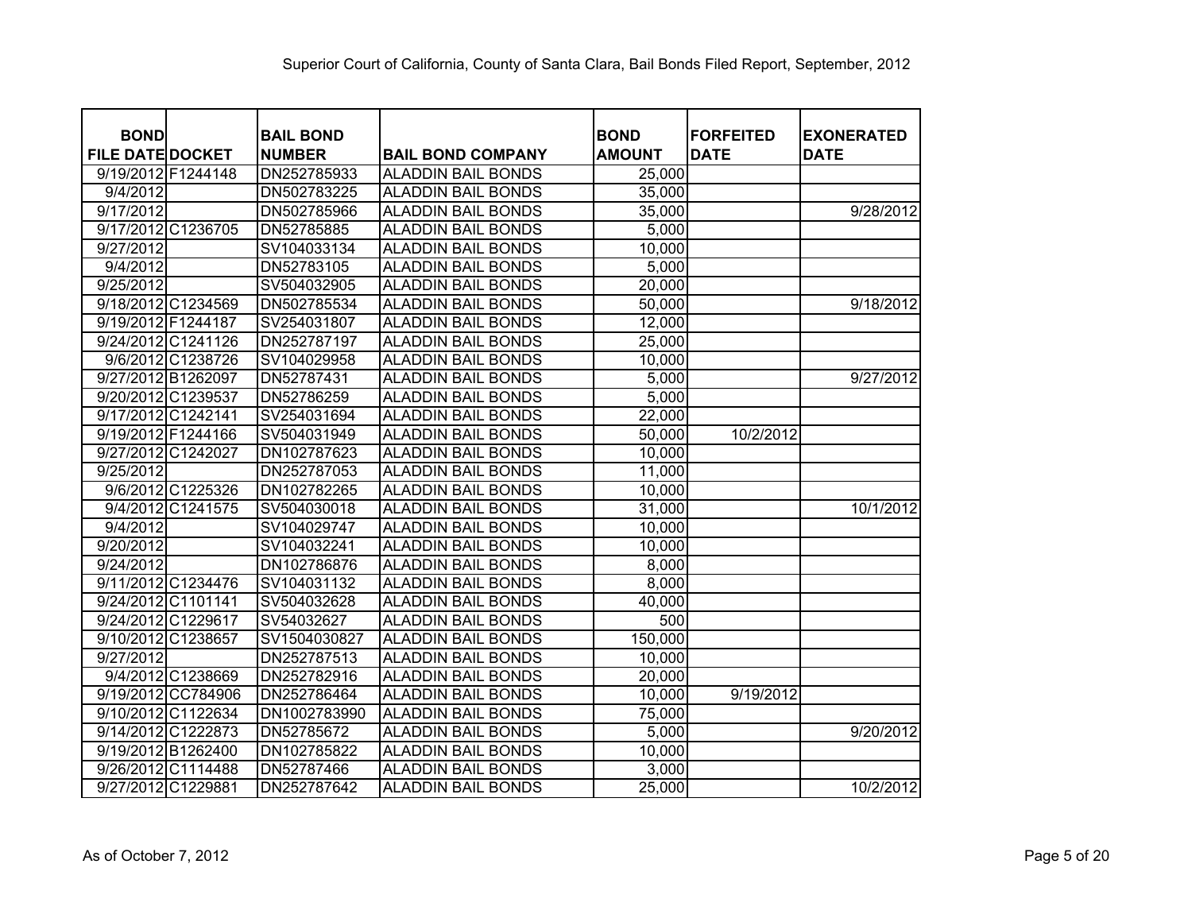Superior Court of California, County of Santa Clara, Bail Bonds Filed Report, September, 2012

| BOND FILE DATE | DOCKET | BAIL BOND NUMBER | BAIL BOND COMPANY | BOND AMOUNT | FORFEITED DATE | EXONERATED DATE |
|---|---|---|---|---|---|---|
| 9/19/2012 | F1244148 | DN252785933 | ALADDIN BAIL BONDS | 25,000 | | |
| 9/4/2012 | | DN502783225 | ALADDIN BAIL BONDS | 35,000 | | |
| 9/17/2012 | | DN502785966 | ALADDIN BAIL BONDS | 35,000 | | 9/28/2012 |
| 9/17/2012 | C1236705 | DN52785885 | ALADDIN BAIL BONDS | 5,000 | | |
| 9/27/2012 | | SV104033134 | ALADDIN BAIL BONDS | 10,000 | | |
| 9/4/2012 | | DN52783105 | ALADDIN BAIL BONDS | 5,000 | | |
| 9/25/2012 | | SV504032905 | ALADDIN BAIL BONDS | 20,000 | | |
| 9/18/2012 | C1234569 | DN502785534 | ALADDIN BAIL BONDS | 50,000 | | 9/18/2012 |
| 9/19/2012 | F1244187 | SV254031807 | ALADDIN BAIL BONDS | 12,000 | | |
| 9/24/2012 | C1241126 | DN252787197 | ALADDIN BAIL BONDS | 25,000 | | |
| 9/6/2012 | C1238726 | SV104029958 | ALADDIN BAIL BONDS | 10,000 | | |
| 9/27/2012 | B1262097 | DN52787431 | ALADDIN BAIL BONDS | 5,000 | | 9/27/2012 |
| 9/20/2012 | C1239537 | DN52786259 | ALADDIN BAIL BONDS | 5,000 | | |
| 9/17/2012 | C1242141 | SV254031694 | ALADDIN BAIL BONDS | 22,000 | | |
| 9/19/2012 | F1244166 | SV504031949 | ALADDIN BAIL BONDS | 50,000 | 10/2/2012 | |
| 9/27/2012 | C1242027 | DN102787623 | ALADDIN BAIL BONDS | 10,000 | | |
| 9/25/2012 | | DN252787053 | ALADDIN BAIL BONDS | 11,000 | | |
| 9/6/2012 | C1225326 | DN102782265 | ALADDIN BAIL BONDS | 10,000 | | |
| 9/4/2012 | C1241575 | SV504030018 | ALADDIN BAIL BONDS | 31,000 | | 10/1/2012 |
| 9/4/2012 | | SV104029747 | ALADDIN BAIL BONDS | 10,000 | | |
| 9/20/2012 | | SV104032241 | ALADDIN BAIL BONDS | 10,000 | | |
| 9/24/2012 | | DN102786876 | ALADDIN BAIL BONDS | 8,000 | | |
| 9/11/2012 | C1234476 | SV104031132 | ALADDIN BAIL BONDS | 8,000 | | |
| 9/24/2012 | C1101141 | SV504032628 | ALADDIN BAIL BONDS | 40,000 | | |
| 9/24/2012 | C1229617 | SV54032627 | ALADDIN BAIL BONDS | 500 | | |
| 9/10/2012 | C1238657 | SV1504030827 | ALADDIN BAIL BONDS | 150,000 | | |
| 9/27/2012 | | DN252787513 | ALADDIN BAIL BONDS | 10,000 | | |
| 9/4/2012 | C1238669 | DN252782916 | ALADDIN BAIL BONDS | 20,000 | | |
| 9/19/2012 | CC784906 | DN252786464 | ALADDIN BAIL BONDS | 10,000 | 9/19/2012 | |
| 9/10/2012 | C1122634 | DN1002783990 | ALADDIN BAIL BONDS | 75,000 | | |
| 9/14/2012 | C1222873 | DN52785672 | ALADDIN BAIL BONDS | 5,000 | | 9/20/2012 |
| 9/19/2012 | B1262400 | DN102785822 | ALADDIN BAIL BONDS | 10,000 | | |
| 9/26/2012 | C1114488 | DN52787466 | ALADDIN BAIL BONDS | 3,000 | | |
| 9/27/2012 | C1229881 | DN252787642 | ALADDIN BAIL BONDS | 25,000 | | 10/2/2012 |

As of October 7, 2012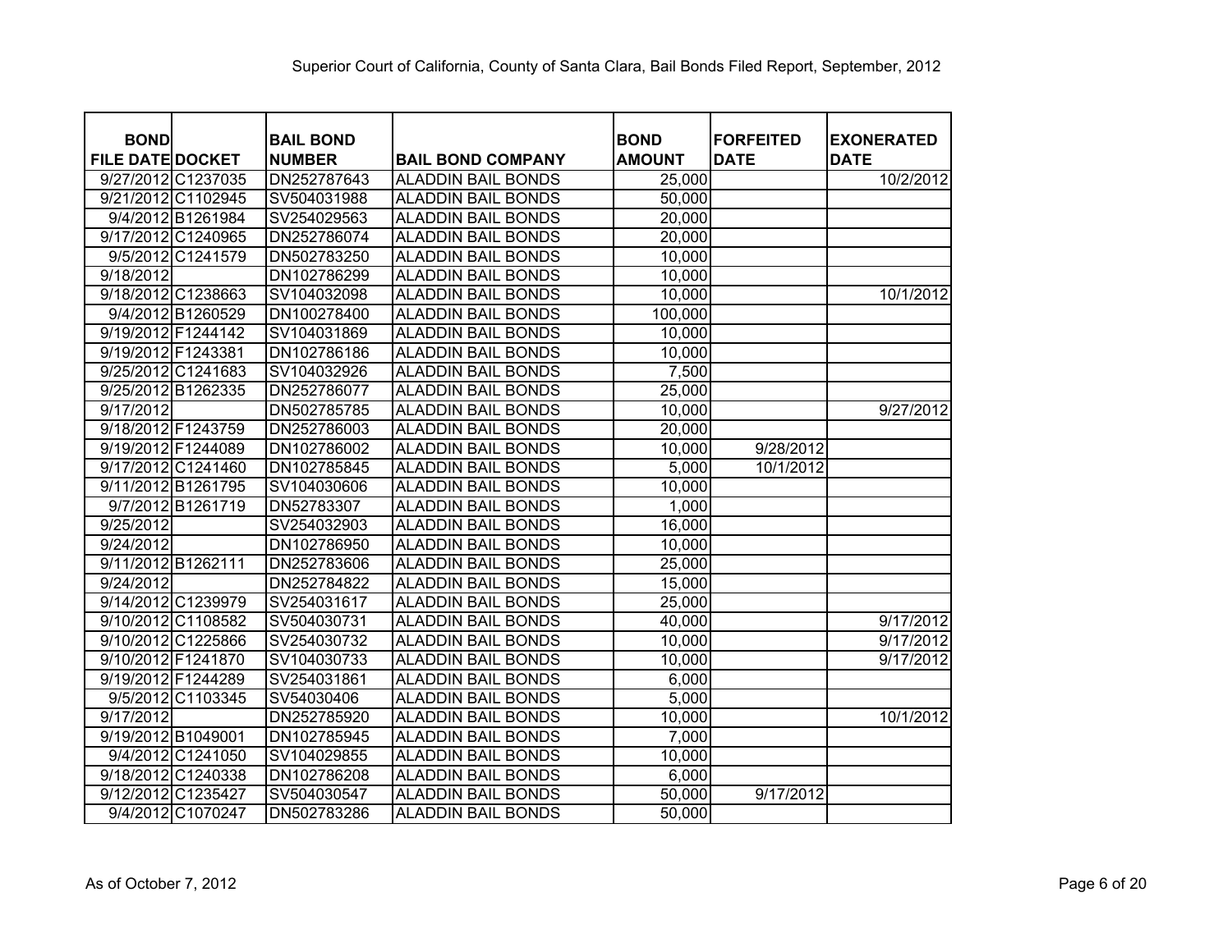Superior Court of California, County of Santa Clara, Bail Bonds Filed Report, September, 2012

| BOND FILE DATE | DOCKET | BAIL BOND NUMBER | BAIL BOND COMPANY | BOND AMOUNT | FORFEITED DATE | EXONERATED DATE |
|---|---|---|---|---|---|---|
| 9/27/2012 | C1237035 | DN252787643 | ALADDIN BAIL BONDS | 25,000 | | 10/2/2012 |
| 9/21/2012 | C1102945 | SV504031988 | ALADDIN BAIL BONDS | 50,000 | | |
| 9/4/2012 | B1261984 | SV254029563 | ALADDIN BAIL BONDS | 20,000 | | |
| 9/17/2012 | C1240965 | DN252786074 | ALADDIN BAIL BONDS | 20,000 | | |
| 9/5/2012 | C1241579 | DN502783250 | ALADDIN BAIL BONDS | 10,000 | | |
| 9/18/2012 | | DN102786299 | ALADDIN BAIL BONDS | 10,000 | | |
| 9/18/2012 | C1238663 | SV104032098 | ALADDIN BAIL BONDS | 10,000 | | 10/1/2012 |
| 9/4/2012 | B1260529 | DN100278400 | ALADDIN BAIL BONDS | 100,000 | | |
| 9/19/2012 | F1244142 | SV104031869 | ALADDIN BAIL BONDS | 10,000 | | |
| 9/19/2012 | F1243381 | DN102786186 | ALADDIN BAIL BONDS | 10,000 | | |
| 9/25/2012 | C1241683 | SV104032926 | ALADDIN BAIL BONDS | 7,500 | | |
| 9/25/2012 | B1262335 | DN252786077 | ALADDIN BAIL BONDS | 25,000 | | |
| 9/17/2012 | | DN502785785 | ALADDIN BAIL BONDS | 10,000 | | 9/27/2012 |
| 9/18/2012 | F1243759 | DN252786003 | ALADDIN BAIL BONDS | 20,000 | | |
| 9/19/2012 | F1244089 | DN102786002 | ALADDIN BAIL BONDS | 10,000 | 9/28/2012 | |
| 9/17/2012 | C1241460 | DN102785845 | ALADDIN BAIL BONDS | 5,000 | 10/1/2012 | |
| 9/11/2012 | B1261795 | SV104030606 | ALADDIN BAIL BONDS | 10,000 | | |
| 9/7/2012 | B1261719 | DN52783307 | ALADDIN BAIL BONDS | 1,000 | | |
| 9/25/2012 | | SV254032903 | ALADDIN BAIL BONDS | 16,000 | | |
| 9/24/2012 | | DN102786950 | ALADDIN BAIL BONDS | 10,000 | | |
| 9/11/2012 | B1262111 | DN252783606 | ALADDIN BAIL BONDS | 25,000 | | |
| 9/24/2012 | | DN252784822 | ALADDIN BAIL BONDS | 15,000 | | |
| 9/14/2012 | C1239979 | SV254031617 | ALADDIN BAIL BONDS | 25,000 | | |
| 9/10/2012 | C1108582 | SV504030731 | ALADDIN BAIL BONDS | 40,000 | | 9/17/2012 |
| 9/10/2012 | C1225866 | SV254030732 | ALADDIN BAIL BONDS | 10,000 | | 9/17/2012 |
| 9/10/2012 | F1241870 | SV104030733 | ALADDIN BAIL BONDS | 10,000 | | 9/17/2012 |
| 9/19/2012 | F1244289 | SV254031861 | ALADDIN BAIL BONDS | 6,000 | | |
| 9/5/2012 | C1103345 | SV54030406 | ALADDIN BAIL BONDS | 5,000 | | |
| 9/17/2012 | | DN252785920 | ALADDIN BAIL BONDS | 10,000 | | 10/1/2012 |
| 9/19/2012 | B1049001 | DN102785945 | ALADDIN BAIL BONDS | 7,000 | | |
| 9/4/2012 | C1241050 | SV104029855 | ALADDIN BAIL BONDS | 10,000 | | |
| 9/18/2012 | C1240338 | DN102786208 | ALADDIN BAIL BONDS | 6,000 | | |
| 9/12/2012 | C1235427 | SV504030547 | ALADDIN BAIL BONDS | 50,000 | 9/17/2012 | |
| 9/4/2012 | C1070247 | DN502783286 | ALADDIN BAIL BONDS | 50,000 | | |

As of October 7, 2012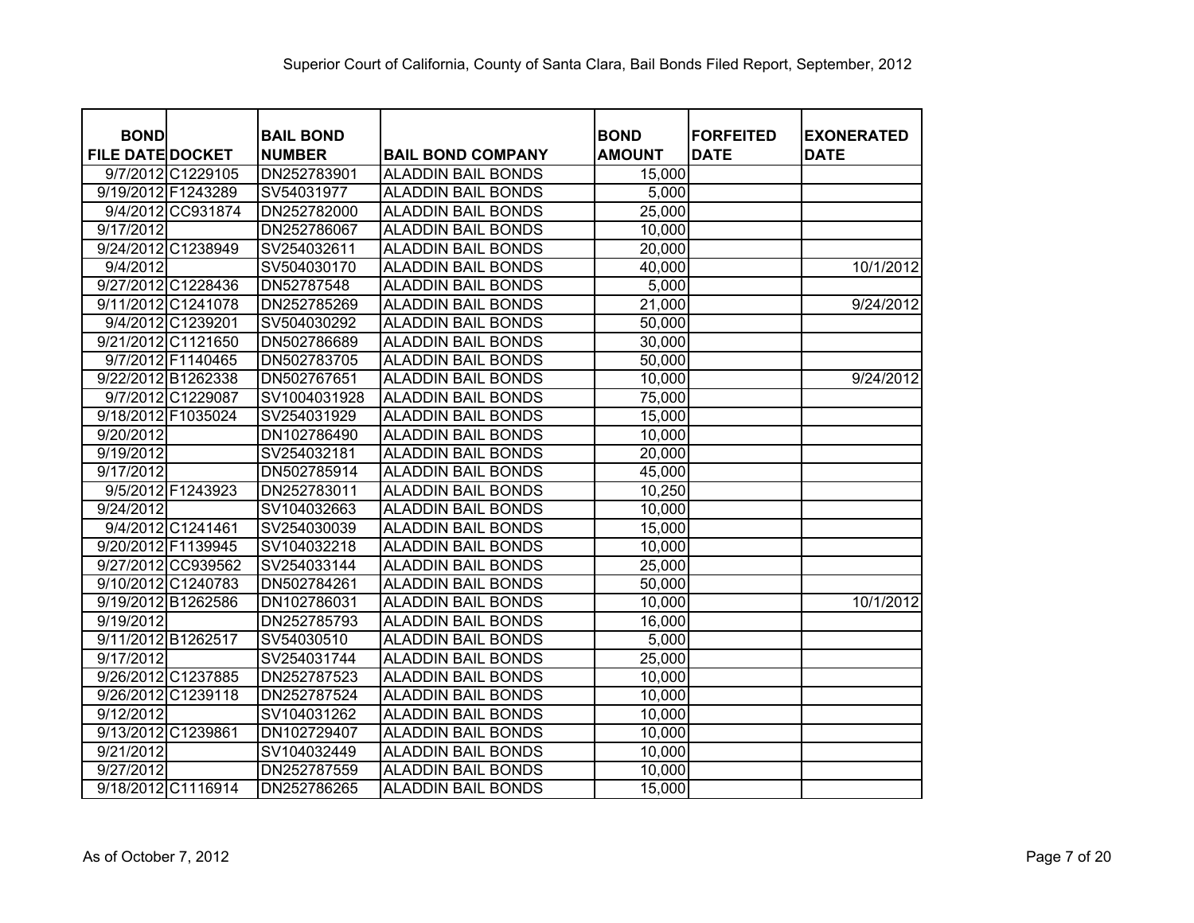Superior Court of California, County of Santa Clara, Bail Bonds Filed Report, September, 2012

| BOND FILE DATE | DOCKET | BAIL BOND NUMBER | BAIL BOND COMPANY | BOND AMOUNT | FORFEITED DATE | EXONERATED DATE |
|---|---|---|---|---|---|---|
| 9/7/2012 | C1229105 | DN252783901 | ALADDIN BAIL BONDS | 15,000 | | |
| 9/19/2012 | F1243289 | SV54031977 | ALADDIN BAIL BONDS | 5,000 | | |
| 9/4/2012 | CC931874 | DN252782000 | ALADDIN BAIL BONDS | 25,000 | | |
| 9/17/2012 | | DN252786067 | ALADDIN BAIL BONDS | 10,000 | | |
| 9/24/2012 | C1238949 | SV254032611 | ALADDIN BAIL BONDS | 20,000 | | |
| 9/4/2012 | | SV504030170 | ALADDIN BAIL BONDS | 40,000 | | 10/1/2012 |
| 9/27/2012 | C1228436 | DN52787548 | ALADDIN BAIL BONDS | 5,000 | | |
| 9/11/2012 | C1241078 | DN252785269 | ALADDIN BAIL BONDS | 21,000 | | 9/24/2012 |
| 9/4/2012 | C1239201 | SV504030292 | ALADDIN BAIL BONDS | 50,000 | | |
| 9/21/2012 | C1121650 | DN502786689 | ALADDIN BAIL BONDS | 30,000 | | |
| 9/7/2012 | F1140465 | DN502783705 | ALADDIN BAIL BONDS | 50,000 | | |
| 9/22/2012 | B1262338 | DN502767651 | ALADDIN BAIL BONDS | 10,000 | | 9/24/2012 |
| 9/7/2012 | C1229087 | SV1004031928 | ALADDIN BAIL BONDS | 75,000 | | |
| 9/18/2012 | F1035024 | SV254031929 | ALADDIN BAIL BONDS | 15,000 | | |
| 9/20/2012 | | DN102786490 | ALADDIN BAIL BONDS | 10,000 | | |
| 9/19/2012 | | SV254032181 | ALADDIN BAIL BONDS | 20,000 | | |
| 9/17/2012 | | DN502785914 | ALADDIN BAIL BONDS | 45,000 | | |
| 9/5/2012 | F1243923 | DN252783011 | ALADDIN BAIL BONDS | 10,250 | | |
| 9/24/2012 | | SV104032663 | ALADDIN BAIL BONDS | 10,000 | | |
| 9/4/2012 | C1241461 | SV254030039 | ALADDIN BAIL BONDS | 15,000 | | |
| 9/20/2012 | F1139945 | SV104032218 | ALADDIN BAIL BONDS | 10,000 | | |
| 9/27/2012 | CC939562 | SV254033144 | ALADDIN BAIL BONDS | 25,000 | | |
| 9/10/2012 | C1240783 | DN502784261 | ALADDIN BAIL BONDS | 50,000 | | |
| 9/19/2012 | B1262586 | DN102786031 | ALADDIN BAIL BONDS | 10,000 | | 10/1/2012 |
| 9/19/2012 | | DN252785793 | ALADDIN BAIL BONDS | 16,000 | | |
| 9/11/2012 | B1262517 | SV54030510 | ALADDIN BAIL BONDS | 5,000 | | |
| 9/17/2012 | | SV254031744 | ALADDIN BAIL BONDS | 25,000 | | |
| 9/26/2012 | C1237885 | DN252787523 | ALADDIN BAIL BONDS | 10,000 | | |
| 9/26/2012 | C1239118 | DN252787524 | ALADDIN BAIL BONDS | 10,000 | | |
| 9/12/2012 | | SV104031262 | ALADDIN BAIL BONDS | 10,000 | | |
| 9/13/2012 | C1239861 | DN102729407 | ALADDIN BAIL BONDS | 10,000 | | |
| 9/21/2012 | | SV104032449 | ALADDIN BAIL BONDS | 10,000 | | |
| 9/27/2012 | | DN252787559 | ALADDIN BAIL BONDS | 10,000 | | |
| 9/18/2012 | C1116914 | DN252786265 | ALADDIN BAIL BONDS | 15,000 | | |

As of October 7, 2012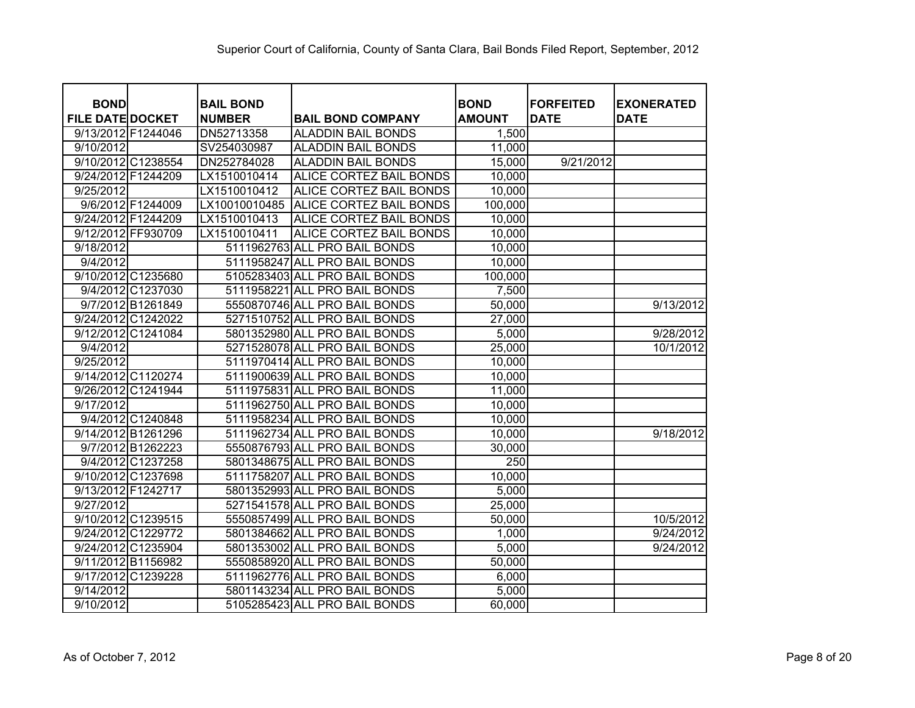Superior Court of California, County of Santa Clara, Bail Bonds Filed Report, September, 2012

| BOND FILE DATE | DOCKET | BAIL BOND NUMBER | BAIL BOND COMPANY | BOND AMOUNT | FORFEITED DATE | EXONERATED DATE |
|---|---|---|---|---|---|---|
| 9/13/2012 | F1244046 | DN52713358 | ALADDIN BAIL BONDS | 1,500 | | |
| 9/10/2012 | | SV254030987 | ALADDIN BAIL BONDS | 11,000 | | |
| 9/10/2012 | C1238554 | DN252784028 | ALADDIN BAIL BONDS | 15,000 | 9/21/2012 | |
| 9/24/2012 | F1244209 | LX1510010414 | ALICE CORTEZ BAIL BONDS | 10,000 | | |
| 9/25/2012 | | LX1510010412 | ALICE CORTEZ BAIL BONDS | 10,000 | | |
| 9/6/2012 | F1244009 | LX10010010485 | ALICE CORTEZ BAIL BONDS | 100,000 | | |
| 9/24/2012 | F1244209 | LX1510010413 | ALICE CORTEZ BAIL BONDS | 10,000 | | |
| 9/12/2012 | FF930709 | LX1510010411 | ALICE CORTEZ BAIL BONDS | 10,000 | | |
| 9/18/2012 | | 5111962763 | ALL PRO BAIL BONDS | 10,000 | | |
| 9/4/2012 | | 5111958247 | ALL PRO BAIL BONDS | 10,000 | | |
| 9/10/2012 | C1235680 | 5105283403 | ALL PRO BAIL BONDS | 100,000 | | |
| 9/4/2012 | C1237030 | 5111958221 | ALL PRO BAIL BONDS | 7,500 | | |
| 9/7/2012 | B1261849 | 5550870746 | ALL PRO BAIL BONDS | 50,000 | | 9/13/2012 |
| 9/24/2012 | C1242022 | 5271510752 | ALL PRO BAIL BONDS | 27,000 | | |
| 9/12/2012 | C1241084 | 5801352980 | ALL PRO BAIL BONDS | 5,000 | | 9/28/2012 |
| 9/4/2012 | | 5271528078 | ALL PRO BAIL BONDS | 25,000 | | 10/1/2012 |
| 9/25/2012 | | 5111970414 | ALL PRO BAIL BONDS | 10,000 | | |
| 9/14/2012 | C1120274 | 5111900639 | ALL PRO BAIL BONDS | 10,000 | | |
| 9/26/2012 | C1241944 | 5111975831 | ALL PRO BAIL BONDS | 11,000 | | |
| 9/17/2012 | | 5111962750 | ALL PRO BAIL BONDS | 10,000 | | |
| 9/4/2012 | C1240848 | 5111958234 | ALL PRO BAIL BONDS | 10,000 | | |
| 9/14/2012 | B1261296 | 5111962734 | ALL PRO BAIL BONDS | 10,000 | | 9/18/2012 |
| 9/7/2012 | B1262223 | 5550876793 | ALL PRO BAIL BONDS | 30,000 | | |
| 9/4/2012 | C1237258 | 5801348675 | ALL PRO BAIL BONDS | 250 | | |
| 9/10/2012 | C1237698 | 5111758207 | ALL PRO BAIL BONDS | 10,000 | | |
| 9/13/2012 | F1242717 | 5801352993 | ALL PRO BAIL BONDS | 5,000 | | |
| 9/27/2012 | | 5271541578 | ALL PRO BAIL BONDS | 25,000 | | |
| 9/10/2012 | C1239515 | 5550857499 | ALL PRO BAIL BONDS | 50,000 | | 10/5/2012 |
| 9/24/2012 | C1229772 | 5801384662 | ALL PRO BAIL BONDS | 1,000 | | 9/24/2012 |
| 9/24/2012 | C1235904 | 5801353002 | ALL PRO BAIL BONDS | 5,000 | | 9/24/2012 |
| 9/11/2012 | B1156982 | 5550858920 | ALL PRO BAIL BONDS | 50,000 | | |
| 9/17/2012 | C1239228 | 5111962776 | ALL PRO BAIL BONDS | 6,000 | | |
| 9/14/2012 | | 5801143234 | ALL PRO BAIL BONDS | 5,000 | | |
| 9/10/2012 | | 5105285423 | ALL PRO BAIL BONDS | 60,000 | | |

As of October 7, 2012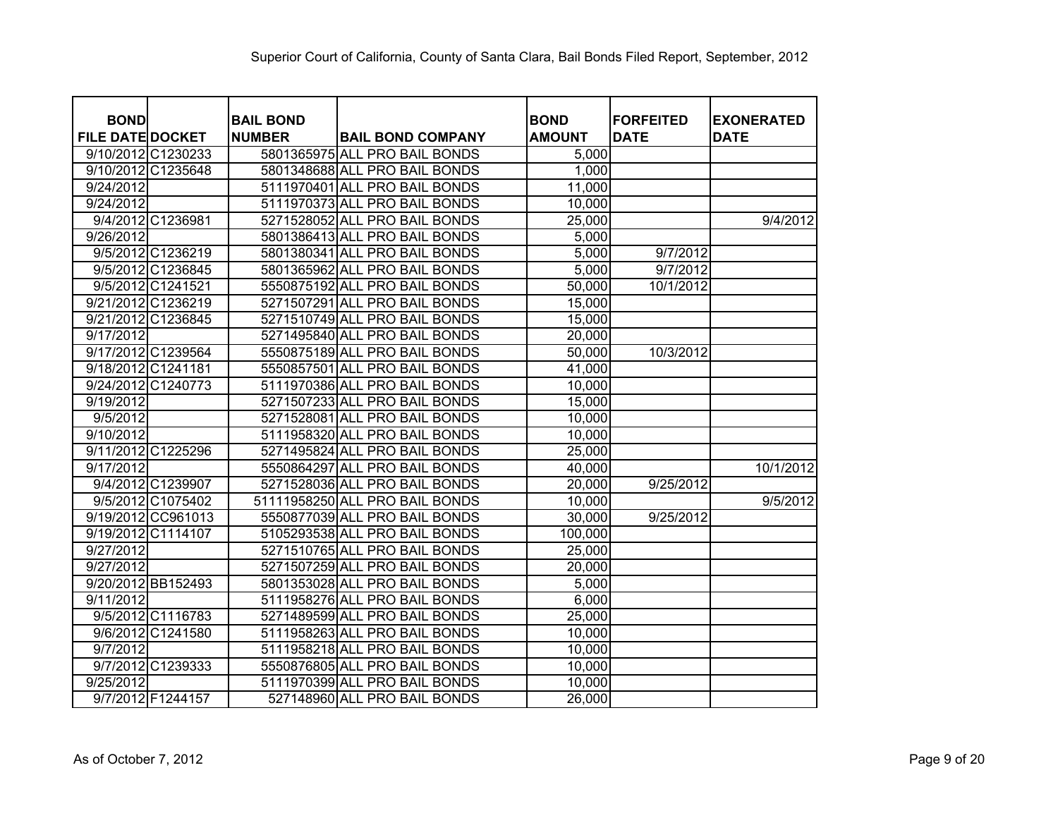Superior Court of California, County of Santa Clara, Bail Bonds Filed Report, September, 2012

| BOND FILE DATE | DOCKET | BAIL BOND NUMBER | BAIL BOND COMPANY | BOND AMOUNT | FORFEITED DATE | EXONERATED DATE |
|---|---|---|---|---|---|---|
| 9/10/2012 | C1230233 | 5801365975 | ALL PRO BAIL BONDS | 5,000 | | |
| 9/10/2012 | C1235648 | 5801348688 | ALL PRO BAIL BONDS | 1,000 | | |
| 9/24/2012 | | 5111970401 | ALL PRO BAIL BONDS | 11,000 | | |
| 9/24/2012 | | 5111970373 | ALL PRO BAIL BONDS | 10,000 | | |
| 9/4/2012 | C1236981 | 5271528052 | ALL PRO BAIL BONDS | 25,000 | | 9/4/2012 |
| 9/26/2012 | | 5801386413 | ALL PRO BAIL BONDS | 5,000 | | |
| 9/5/2012 | C1236219 | 5801380341 | ALL PRO BAIL BONDS | 5,000 | 9/7/2012 | |
| 9/5/2012 | C1236845 | 5801365962 | ALL PRO BAIL BONDS | 5,000 | 9/7/2012 | |
| 9/5/2012 | C1241521 | 5550875192 | ALL PRO BAIL BONDS | 50,000 | 10/1/2012 | |
| 9/21/2012 | C1236219 | 5271507291 | ALL PRO BAIL BONDS | 15,000 | | |
| 9/21/2012 | C1236845 | 5271510749 | ALL PRO BAIL BONDS | 15,000 | | |
| 9/17/2012 | | 5271495840 | ALL PRO BAIL BONDS | 20,000 | | |
| 9/17/2012 | C1239564 | 5550875189 | ALL PRO BAIL BONDS | 50,000 | 10/3/2012 | |
| 9/18/2012 | C1241181 | 5550857501 | ALL PRO BAIL BONDS | 41,000 | | |
| 9/24/2012 | C1240773 | 5111970386 | ALL PRO BAIL BONDS | 10,000 | | |
| 9/19/2012 | | 5271507233 | ALL PRO BAIL BONDS | 15,000 | | |
| 9/5/2012 | | 5271528081 | ALL PRO BAIL BONDS | 10,000 | | |
| 9/10/2012 | | 5111958320 | ALL PRO BAIL BONDS | 10,000 | | |
| 9/11/2012 | C1225296 | 5271495824 | ALL PRO BAIL BONDS | 25,000 | | |
| 9/17/2012 | | 5550864297 | ALL PRO BAIL BONDS | 40,000 | | 10/1/2012 |
| 9/4/2012 | C1239907 | 5271528036 | ALL PRO BAIL BONDS | 20,000 | 9/25/2012 | |
| 9/5/2012 | C1075402 | 51111958250 | ALL PRO BAIL BONDS | 10,000 | | 9/5/2012 |
| 9/19/2012 | CC961013 | 5550877039 | ALL PRO BAIL BONDS | 30,000 | 9/25/2012 | |
| 9/19/2012 | C1114107 | 5105293538 | ALL PRO BAIL BONDS | 100,000 | | |
| 9/27/2012 | | 5271510765 | ALL PRO BAIL BONDS | 25,000 | | |
| 9/27/2012 | | 5271507259 | ALL PRO BAIL BONDS | 20,000 | | |
| 9/20/2012 | BB152493 | 5801353028 | ALL PRO BAIL BONDS | 5,000 | | |
| 9/11/2012 | | 5111958276 | ALL PRO BAIL BONDS | 6,000 | | |
| 9/5/2012 | C1116783 | 5271489599 | ALL PRO BAIL BONDS | 25,000 | | |
| 9/6/2012 | C1241580 | 5111958263 | ALL PRO BAIL BONDS | 10,000 | | |
| 9/7/2012 | | 5111958218 | ALL PRO BAIL BONDS | 10,000 | | |
| 9/7/2012 | C1239333 | 5550876805 | ALL PRO BAIL BONDS | 10,000 | | |
| 9/25/2012 | | 5111970399 | ALL PRO BAIL BONDS | 10,000 | | |
| 9/7/2012 | F1244157 | 527148960 | ALL PRO BAIL BONDS | 26,000 | | |

As of October 7, 2012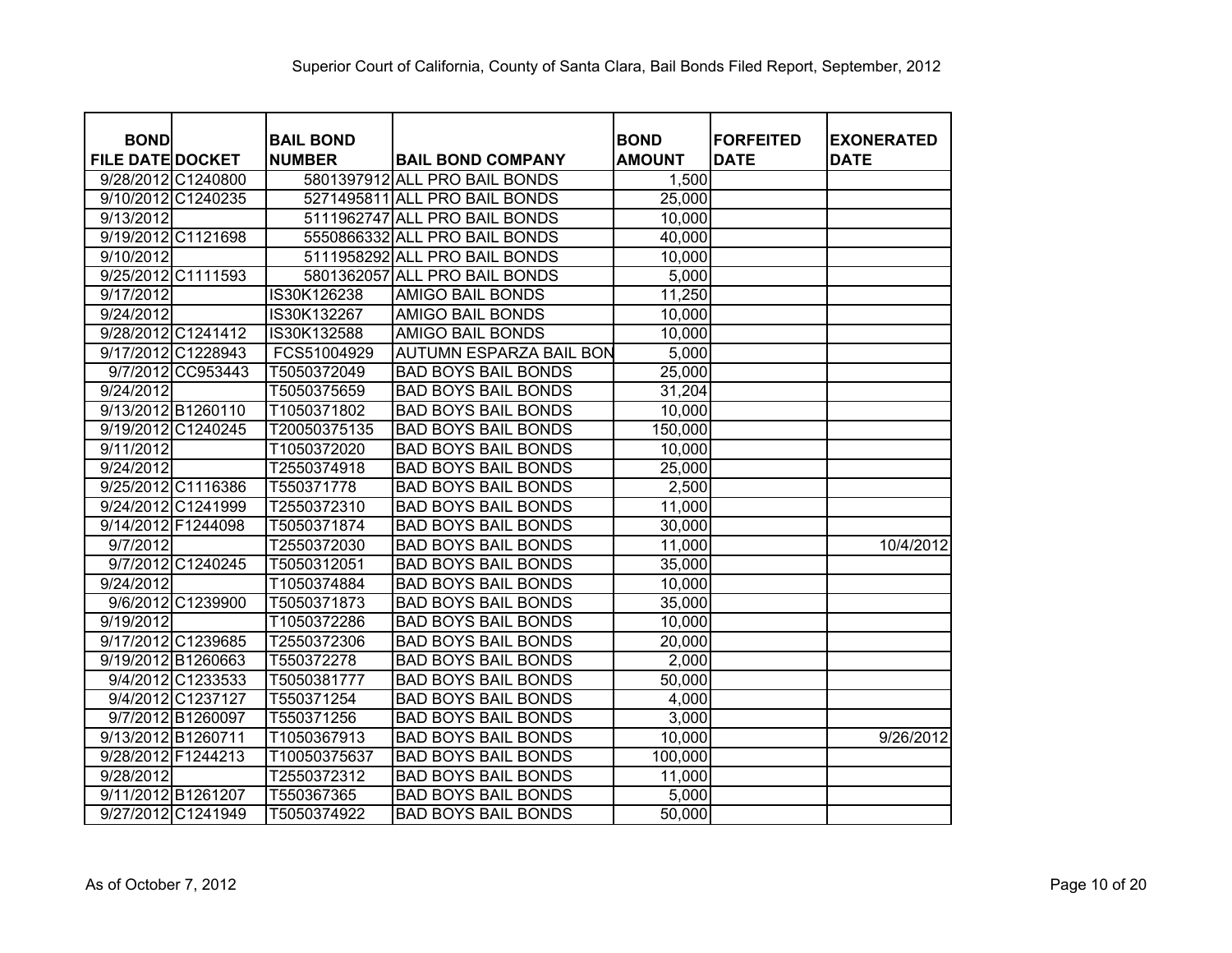Superior Court of California, County of Santa Clara, Bail Bonds Filed Report, September, 2012

| BOND FILE DATE | DOCKET | BAIL BOND NUMBER | BAIL BOND COMPANY | BOND AMOUNT | FORFEITED DATE | EXONERATED DATE |
|---|---|---|---|---|---|---|
| 9/28/2012 | C1240800 | 5801397912 | ALL PRO BAIL BONDS | 1,500 | | |
| 9/10/2012 | C1240235 | 5271495811 | ALL PRO BAIL BONDS | 25,000 | | |
| 9/13/2012 | | 5111962747 | ALL PRO BAIL BONDS | 10,000 | | |
| 9/19/2012 | C1121698 | 5550866332 | ALL PRO BAIL BONDS | 40,000 | | |
| 9/10/2012 | | 5111958292 | ALL PRO BAIL BONDS | 10,000 | | |
| 9/25/2012 | C1111593 | 5801362057 | ALL PRO BAIL BONDS | 5,000 | | |
| 9/17/2012 | | IS30K126238 | AMIGO BAIL BONDS | 11,250 | | |
| 9/24/2012 | | IS30K132267 | AMIGO BAIL BONDS | 10,000 | | |
| 9/28/2012 | C1241412 | IS30K132588 | AMIGO BAIL BONDS | 10,000 | | |
| 9/17/2012 | C1228943 | FCS51004929 | AUTUMN ESPARZA BAIL BON | 5,000 | | |
| 9/7/2012 | CC953443 | T5050372049 | BAD BOYS BAIL BONDS | 25,000 | | |
| 9/24/2012 | | T5050375659 | BAD BOYS BAIL BONDS | 31,204 | | |
| 9/13/2012 | B1260110 | T1050371802 | BAD BOYS BAIL BONDS | 10,000 | | |
| 9/19/2012 | C1240245 | T20050375135 | BAD BOYS BAIL BONDS | 150,000 | | |
| 9/11/2012 | | T1050372020 | BAD BOYS BAIL BONDS | 10,000 | | |
| 9/24/2012 | | T2550374918 | BAD BOYS BAIL BONDS | 25,000 | | |
| 9/25/2012 | C1116386 | T550371778 | BAD BOYS BAIL BONDS | 2,500 | | |
| 9/24/2012 | C1241999 | T2550372310 | BAD BOYS BAIL BONDS | 11,000 | | |
| 9/14/2012 | F1244098 | T5050371874 | BAD BOYS BAIL BONDS | 30,000 | | |
| 9/7/2012 | | T2550372030 | BAD BOYS BAIL BONDS | 11,000 | | 10/4/2012 |
| 9/7/2012 | C1240245 | T5050312051 | BAD BOYS BAIL BONDS | 35,000 | | |
| 9/24/2012 | | T1050374884 | BAD BOYS BAIL BONDS | 10,000 | | |
| 9/6/2012 | C1239900 | T5050371873 | BAD BOYS BAIL BONDS | 35,000 | | |
| 9/19/2012 | | T1050372286 | BAD BOYS BAIL BONDS | 10,000 | | |
| 9/17/2012 | C1239685 | T2550372306 | BAD BOYS BAIL BONDS | 20,000 | | |
| 9/19/2012 | B1260663 | T550372278 | BAD BOYS BAIL BONDS | 2,000 | | |
| 9/4/2012 | C1233533 | T5050381777 | BAD BOYS BAIL BONDS | 50,000 | | |
| 9/4/2012 | C1237127 | T550371254 | BAD BOYS BAIL BONDS | 4,000 | | |
| 9/7/2012 | B1260097 | T550371256 | BAD BOYS BAIL BONDS | 3,000 | | |
| 9/13/2012 | B1260711 | T1050367913 | BAD BOYS BAIL BONDS | 10,000 | | 9/26/2012 |
| 9/28/2012 | F1244213 | T10050375637 | BAD BOYS BAIL BONDS | 100,000 | | |
| 9/28/2012 | | T2550372312 | BAD BOYS BAIL BONDS | 11,000 | | |
| 9/11/2012 | B1261207 | T550367365 | BAD BOYS BAIL BONDS | 5,000 | | |
| 9/27/2012 | C1241949 | T5050374922 | BAD BOYS BAIL BONDS | 50,000 | | |

As of October 7, 2012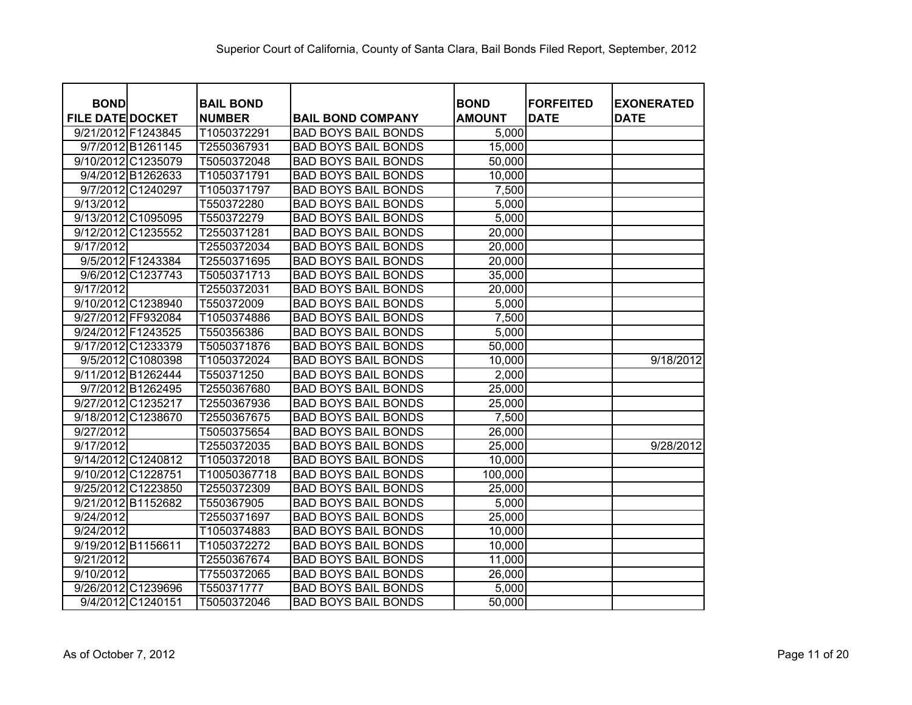Superior Court of California, County of Santa Clara, Bail Bonds Filed Report, September, 2012

| BOND FILE DATE | DOCKET | BAIL BOND NUMBER | BAIL BOND COMPANY | BOND AMOUNT | FORFEITED DATE | EXONERATED DATE |
|---|---|---|---|---|---|---|
| 9/21/2012 | F1243845 | T1050372291 | BAD BOYS BAIL BONDS | 5,000 | | |
| 9/7/2012 | B1261145 | T2550367931 | BAD BOYS BAIL BONDS | 15,000 | | |
| 9/10/2012 | C1235079 | T5050372048 | BAD BOYS BAIL BONDS | 50,000 | | |
| 9/4/2012 | B1262633 | T1050371791 | BAD BOYS BAIL BONDS | 10,000 | | |
| 9/7/2012 | C1240297 | T1050371797 | BAD BOYS BAIL BONDS | 7,500 | | |
| 9/13/2012 | | T550372280 | BAD BOYS BAIL BONDS | 5,000 | | |
| 9/13/2012 | C1095095 | T550372279 | BAD BOYS BAIL BONDS | 5,000 | | |
| 9/12/2012 | C1235552 | T2550371281 | BAD BOYS BAIL BONDS | 20,000 | | |
| 9/17/2012 | | T2550372034 | BAD BOYS BAIL BONDS | 20,000 | | |
| 9/5/2012 | F1243384 | T2550371695 | BAD BOYS BAIL BONDS | 20,000 | | |
| 9/6/2012 | C1237743 | T5050371713 | BAD BOYS BAIL BONDS | 35,000 | | |
| 9/17/2012 | | T2550372031 | BAD BOYS BAIL BONDS | 20,000 | | |
| 9/10/2012 | C1238940 | T550372009 | BAD BOYS BAIL BONDS | 5,000 | | |
| 9/27/2012 | FF932084 | T1050374886 | BAD BOYS BAIL BONDS | 7,500 | | |
| 9/24/2012 | F1243525 | T550356386 | BAD BOYS BAIL BONDS | 5,000 | | |
| 9/17/2012 | C1233379 | T5050371876 | BAD BOYS BAIL BONDS | 50,000 | | |
| 9/5/2012 | C1080398 | T1050372024 | BAD BOYS BAIL BONDS | 10,000 | | 9/18/2012 |
| 9/11/2012 | B1262444 | T550371250 | BAD BOYS BAIL BONDS | 2,000 | | |
| 9/7/2012 | B1262495 | T2550367680 | BAD BOYS BAIL BONDS | 25,000 | | |
| 9/27/2012 | C1235217 | T2550367936 | BAD BOYS BAIL BONDS | 25,000 | | |
| 9/18/2012 | C1238670 | T2550367675 | BAD BOYS BAIL BONDS | 7,500 | | |
| 9/27/2012 | | T5050375654 | BAD BOYS BAIL BONDS | 26,000 | | |
| 9/17/2012 | | T2550372035 | BAD BOYS BAIL BONDS | 25,000 | | 9/28/2012 |
| 9/14/2012 | C1240812 | T1050372018 | BAD BOYS BAIL BONDS | 10,000 | | |
| 9/10/2012 | C1228751 | T10050367718 | BAD BOYS BAIL BONDS | 100,000 | | |
| 9/25/2012 | C1223850 | T2550372309 | BAD BOYS BAIL BONDS | 25,000 | | |
| 9/21/2012 | B1152682 | T550367905 | BAD BOYS BAIL BONDS | 5,000 | | |
| 9/24/2012 | | T2550371697 | BAD BOYS BAIL BONDS | 25,000 | | |
| 9/24/2012 | | T1050374883 | BAD BOYS BAIL BONDS | 10,000 | | |
| 9/19/2012 | B1156611 | T1050372272 | BAD BOYS BAIL BONDS | 10,000 | | |
| 9/21/2012 | | T2550367674 | BAD BOYS BAIL BONDS | 11,000 | | |
| 9/10/2012 | | T7550372065 | BAD BOYS BAIL BONDS | 26,000 | | |
| 9/26/2012 | C1239696 | T550371777 | BAD BOYS BAIL BONDS | 5,000 | | |
| 9/4/2012 | C1240151 | T5050372046 | BAD BOYS BAIL BONDS | 50,000 | | |

As of October 7, 2012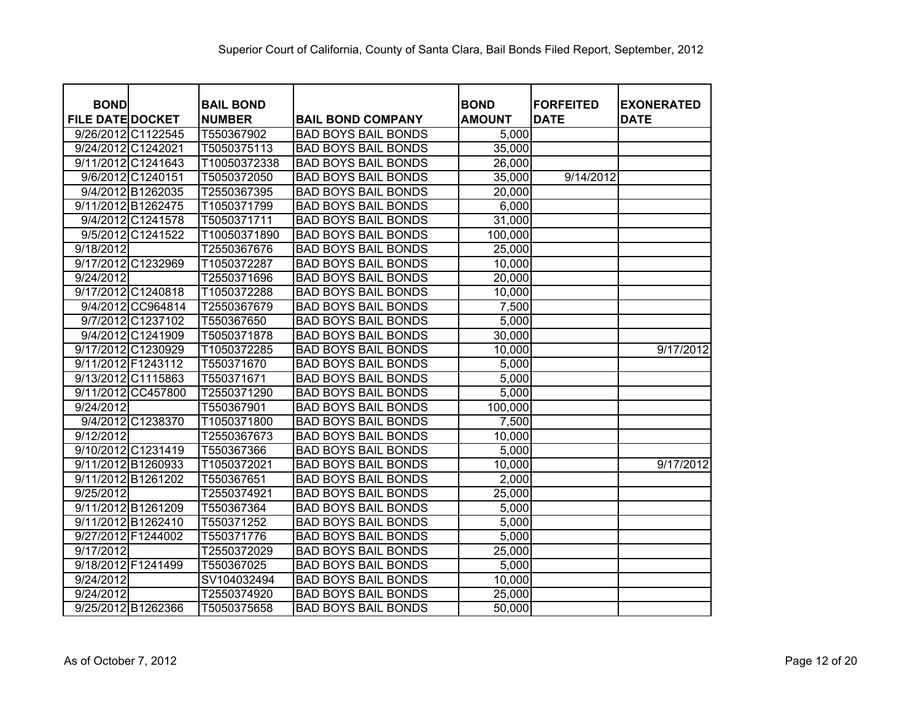Superior Court of California, County of Santa Clara, Bail Bonds Filed Report, September, 2012

| BOND FILE DATE | DOCKET | BAIL BOND NUMBER | BAIL BOND COMPANY | BOND AMOUNT | FORFEITED DATE | EXONERATED DATE |
|---|---|---|---|---|---|---|
| 9/26/2012 | C1122545 | T550367902 | BAD BOYS BAIL BONDS | 5,000 | | |
| 9/24/2012 | C1242021 | T5050375113 | BAD BOYS BAIL BONDS | 35,000 | | |
| 9/11/2012 | C1241643 | T10050372338 | BAD BOYS BAIL BONDS | 26,000 | | |
| 9/6/2012 | C1240151 | T5050372050 | BAD BOYS BAIL BONDS | 35,000 | 9/14/2012 | |
| 9/4/2012 | B1262035 | T2550367395 | BAD BOYS BAIL BONDS | 20,000 | | |
| 9/11/2012 | B1262475 | T1050371799 | BAD BOYS BAIL BONDS | 6,000 | | |
| 9/4/2012 | C1241578 | T5050371711 | BAD BOYS BAIL BONDS | 31,000 | | |
| 9/5/2012 | C1241522 | T10050371890 | BAD BOYS BAIL BONDS | 100,000 | | |
| 9/18/2012 | | T2550367676 | BAD BOYS BAIL BONDS | 25,000 | | |
| 9/17/2012 | C1232969 | T1050372287 | BAD BOYS BAIL BONDS | 10,000 | | |
| 9/24/2012 | | T2550371696 | BAD BOYS BAIL BONDS | 20,000 | | |
| 9/17/2012 | C1240818 | T1050372288 | BAD BOYS BAIL BONDS | 10,000 | | |
| 9/4/2012 | CC964814 | T2550367679 | BAD BOYS BAIL BONDS | 7,500 | | |
| 9/7/2012 | C1237102 | T550367650 | BAD BOYS BAIL BONDS | 5,000 | | |
| 9/4/2012 | C1241909 | T5050371878 | BAD BOYS BAIL BONDS | 30,000 | | |
| 9/17/2012 | C1230929 | T1050372285 | BAD BOYS BAIL BONDS | 10,000 | | 9/17/2012 |
| 9/11/2012 | F1243112 | T550371670 | BAD BOYS BAIL BONDS | 5,000 | | |
| 9/13/2012 | C1115863 | T550371671 | BAD BOYS BAIL BONDS | 5,000 | | |
| 9/11/2012 | CC457800 | T2550371290 | BAD BOYS BAIL BONDS | 5,000 | | |
| 9/24/2012 | | T550367901 | BAD BOYS BAIL BONDS | 100,000 | | |
| 9/4/2012 | C1238370 | T1050371800 | BAD BOYS BAIL BONDS | 7,500 | | |
| 9/12/2012 | | T2550367673 | BAD BOYS BAIL BONDS | 10,000 | | |
| 9/10/2012 | C1231419 | T550367366 | BAD BOYS BAIL BONDS | 5,000 | | |
| 9/11/2012 | B1260933 | T1050372021 | BAD BOYS BAIL BONDS | 10,000 | | 9/17/2012 |
| 9/11/2012 | B1261202 | T550367651 | BAD BOYS BAIL BONDS | 2,000 | | |
| 9/25/2012 | | T2550374921 | BAD BOYS BAIL BONDS | 25,000 | | |
| 9/11/2012 | B1261209 | T550367364 | BAD BOYS BAIL BONDS | 5,000 | | |
| 9/11/2012 | B1262410 | T550371252 | BAD BOYS BAIL BONDS | 5,000 | | |
| 9/27/2012 | F1244002 | T550371776 | BAD BOYS BAIL BONDS | 5,000 | | |
| 9/17/2012 | | T2550372029 | BAD BOYS BAIL BONDS | 25,000 | | |
| 9/18/2012 | F1241499 | T550367025 | BAD BOYS BAIL BONDS | 5,000 | | |
| 9/24/2012 | | SV104032494 | BAD BOYS BAIL BONDS | 10,000 | | |
| 9/24/2012 | | T2550374920 | BAD BOYS BAIL BONDS | 25,000 | | |
| 9/25/2012 | B1262366 | T5050375658 | BAD BOYS BAIL BONDS | 50,000 | | |

As of October 7, 2012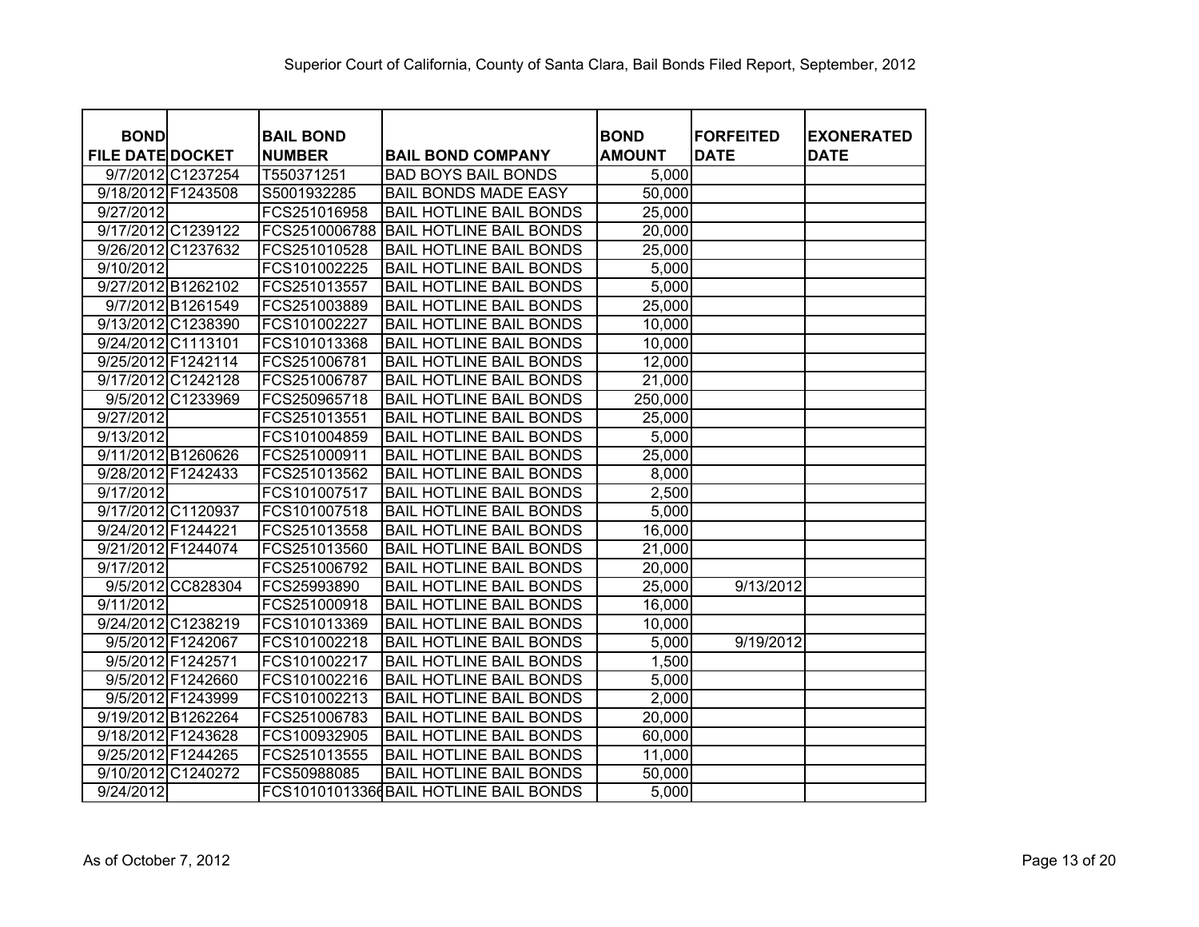Superior Court of California, County of Santa Clara, Bail Bonds Filed Report, September, 2012

| BOND FILE DATE | DOCKET | BAIL BOND NUMBER | BAIL BOND COMPANY | BOND AMOUNT | FORFEITED DATE | EXONERATED DATE |
|---|---|---|---|---|---|---|
| 9/7/2012 | C1237254 | T550371251 | BAD BOYS BAIL BONDS | 5,000 | | |
| 9/18/2012 | F1243508 | S5001932285 | BAIL BONDS MADE EASY | 50,000 | | |
| 9/27/2012 | | FCS251016958 | BAIL HOTLINE BAIL BONDS | 25,000 | | |
| 9/17/2012 | C1239122 | FCS2510006788 | BAIL HOTLINE BAIL BONDS | 20,000 | | |
| 9/26/2012 | C1237632 | FCS251010528 | BAIL HOTLINE BAIL BONDS | 25,000 | | |
| 9/10/2012 | | FCS101002225 | BAIL HOTLINE BAIL BONDS | 5,000 | | |
| 9/27/2012 | B1262102 | FCS251013557 | BAIL HOTLINE BAIL BONDS | 5,000 | | |
| 9/7/2012 | B1261549 | FCS251003889 | BAIL HOTLINE BAIL BONDS | 25,000 | | |
| 9/13/2012 | C1238390 | FCS101002227 | BAIL HOTLINE BAIL BONDS | 10,000 | | |
| 9/24/2012 | C1113101 | FCS101013368 | BAIL HOTLINE BAIL BONDS | 10,000 | | |
| 9/25/2012 | F1242114 | FCS251006781 | BAIL HOTLINE BAIL BONDS | 12,000 | | |
| 9/17/2012 | C1242128 | FCS251006787 | BAIL HOTLINE BAIL BONDS | 21,000 | | |
| 9/5/2012 | C1233969 | FCS250965718 | BAIL HOTLINE BAIL BONDS | 250,000 | | |
| 9/27/2012 | | FCS251013551 | BAIL HOTLINE BAIL BONDS | 25,000 | | |
| 9/13/2012 | | FCS101004859 | BAIL HOTLINE BAIL BONDS | 5,000 | | |
| 9/11/2012 | B1260626 | FCS251000911 | BAIL HOTLINE BAIL BONDS | 25,000 | | |
| 9/28/2012 | F1242433 | FCS251013562 | BAIL HOTLINE BAIL BONDS | 8,000 | | |
| 9/17/2012 | | FCS101007517 | BAIL HOTLINE BAIL BONDS | 2,500 | | |
| 9/17/2012 | C1120937 | FCS101007518 | BAIL HOTLINE BAIL BONDS | 5,000 | | |
| 9/24/2012 | F1244221 | FCS251013558 | BAIL HOTLINE BAIL BONDS | 16,000 | | |
| 9/21/2012 | F1244074 | FCS251013560 | BAIL HOTLINE BAIL BONDS | 21,000 | | |
| 9/17/2012 | | FCS251006792 | BAIL HOTLINE BAIL BONDS | 20,000 | | |
| 9/5/2012 | CC828304 | FCS25993890 | BAIL HOTLINE BAIL BONDS | 25,000 | 9/13/2012 | |
| 9/11/2012 | | FCS251000918 | BAIL HOTLINE BAIL BONDS | 16,000 | | |
| 9/24/2012 | C1238219 | FCS101013369 | BAIL HOTLINE BAIL BONDS | 10,000 | | |
| 9/5/2012 | F1242067 | FCS101002218 | BAIL HOTLINE BAIL BONDS | 5,000 | 9/19/2012 | |
| 9/5/2012 | F1242571 | FCS101002217 | BAIL HOTLINE BAIL BONDS | 1,500 | | |
| 9/5/2012 | F1242660 | FCS101002216 | BAIL HOTLINE BAIL BONDS | 5,000 | | |
| 9/5/2012 | F1243999 | FCS101002213 | BAIL HOTLINE BAIL BONDS | 2,000 | | |
| 9/19/2012 | B1262264 | FCS251006783 | BAIL HOTLINE BAIL BONDS | 20,000 | | |
| 9/18/2012 | F1243628 | FCS100932905 | BAIL HOTLINE BAIL BONDS | 60,000 | | |
| 9/25/2012 | F1244265 | FCS251013555 | BAIL HOTLINE BAIL BONDS | 11,000 | | |
| 9/10/2012 | C1240272 | FCS50988085 | BAIL HOTLINE BAIL BONDS | 50,000 | | |
| 9/24/2012 | | FCS10101013366 | BAIL HOTLINE BAIL BONDS | 5,000 | | |

As of October 7, 2012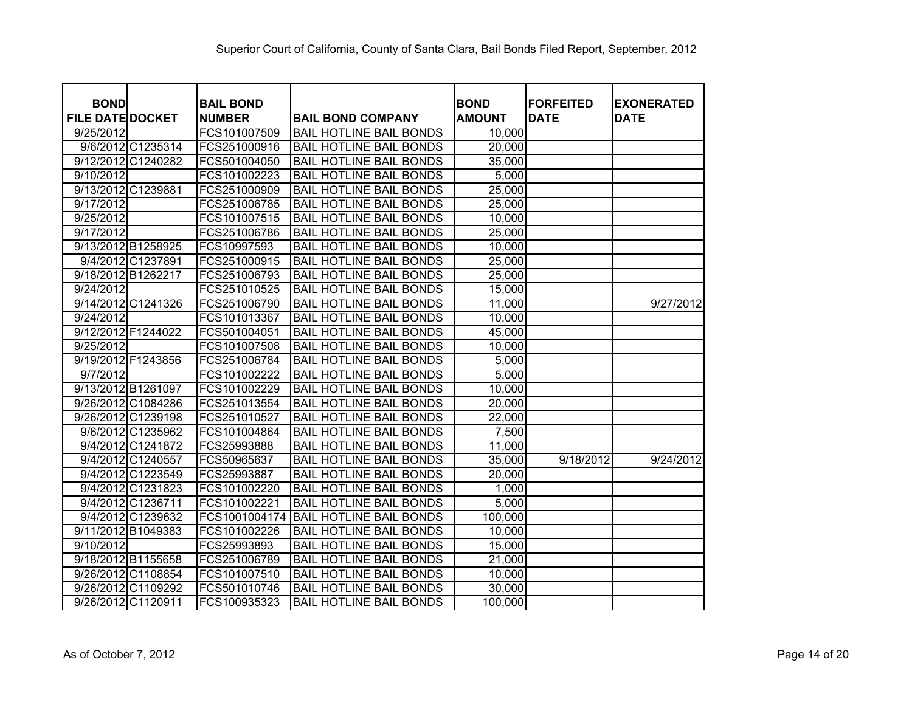Superior Court of California, County of Santa Clara, Bail Bonds Filed Report, September, 2012

| BOND FILE DATE | DOCKET | BAIL BOND NUMBER | BAIL BOND COMPANY | BOND AMOUNT | FORFEITED DATE | EXONERATED DATE |
|---|---|---|---|---|---|---|
| 9/25/2012 | | FCS101007509 | BAIL HOTLINE BAIL BONDS | 10,000 | | |
| 9/6/2012 | C1235314 | FCS251000916 | BAIL HOTLINE BAIL BONDS | 20,000 | | |
| 9/12/2012 | C1240282 | FCS501004050 | BAIL HOTLINE BAIL BONDS | 35,000 | | |
| 9/10/2012 | | FCS101002223 | BAIL HOTLINE BAIL BONDS | 5,000 | | |
| 9/13/2012 | C1239881 | FCS251000909 | BAIL HOTLINE BAIL BONDS | 25,000 | | |
| 9/17/2012 | | FCS251006785 | BAIL HOTLINE BAIL BONDS | 25,000 | | |
| 9/25/2012 | | FCS101007515 | BAIL HOTLINE BAIL BONDS | 10,000 | | |
| 9/17/2012 | | FCS251006786 | BAIL HOTLINE BAIL BONDS | 25,000 | | |
| 9/13/2012 | B1258925 | FCS10997593 | BAIL HOTLINE BAIL BONDS | 10,000 | | |
| 9/4/2012 | C1237891 | FCS251000915 | BAIL HOTLINE BAIL BONDS | 25,000 | | |
| 9/18/2012 | B1262217 | FCS251006793 | BAIL HOTLINE BAIL BONDS | 25,000 | | |
| 9/24/2012 | | FCS251010525 | BAIL HOTLINE BAIL BONDS | 15,000 | | |
| 9/14/2012 | C1241326 | FCS251006790 | BAIL HOTLINE BAIL BONDS | 11,000 | | 9/27/2012 |
| 9/24/2012 | | FCS101013367 | BAIL HOTLINE BAIL BONDS | 10,000 | | |
| 9/12/2012 | F1244022 | FCS501004051 | BAIL HOTLINE BAIL BONDS | 45,000 | | |
| 9/25/2012 | | FCS101007508 | BAIL HOTLINE BAIL BONDS | 10,000 | | |
| 9/19/2012 | F1243856 | FCS251006784 | BAIL HOTLINE BAIL BONDS | 5,000 | | |
| 9/7/2012 | | FCS101002222 | BAIL HOTLINE BAIL BONDS | 5,000 | | |
| 9/13/2012 | B1261097 | FCS101002229 | BAIL HOTLINE BAIL BONDS | 10,000 | | |
| 9/26/2012 | C1084286 | FCS251013554 | BAIL HOTLINE BAIL BONDS | 20,000 | | |
| 9/26/2012 | C1239198 | FCS251010527 | BAIL HOTLINE BAIL BONDS | 22,000 | | |
| 9/6/2012 | C1235962 | FCS101004864 | BAIL HOTLINE BAIL BONDS | 7,500 | | |
| 9/4/2012 | C1241872 | FCS25993888 | BAIL HOTLINE BAIL BONDS | 11,000 | | |
| 9/4/2012 | C1240557 | FCS50965637 | BAIL HOTLINE BAIL BONDS | 35,000 | 9/18/2012 | 9/24/2012 |
| 9/4/2012 | C1223549 | FCS25993887 | BAIL HOTLINE BAIL BONDS | 20,000 | | |
| 9/4/2012 | C1231823 | FCS101002220 | BAIL HOTLINE BAIL BONDS | 1,000 | | |
| 9/4/2012 | C1236711 | FCS101002221 | BAIL HOTLINE BAIL BONDS | 5,000 | | |
| 9/4/2012 | C1239632 | FCS1001004174 | BAIL HOTLINE BAIL BONDS | 100,000 | | |
| 9/11/2012 | B1049383 | FCS101002226 | BAIL HOTLINE BAIL BONDS | 10,000 | | |
| 9/10/2012 | | FCS25993893 | BAIL HOTLINE BAIL BONDS | 15,000 | | |
| 9/18/2012 | B1155658 | FCS251006789 | BAIL HOTLINE BAIL BONDS | 21,000 | | |
| 9/26/2012 | C1108854 | FCS101007510 | BAIL HOTLINE BAIL BONDS | 10,000 | | |
| 9/26/2012 | C1109292 | FCS501010746 | BAIL HOTLINE BAIL BONDS | 30,000 | | |
| 9/26/2012 | C1120911 | FCS100935323 | BAIL HOTLINE BAIL BONDS | 100,000 | | |

As of October 7, 2012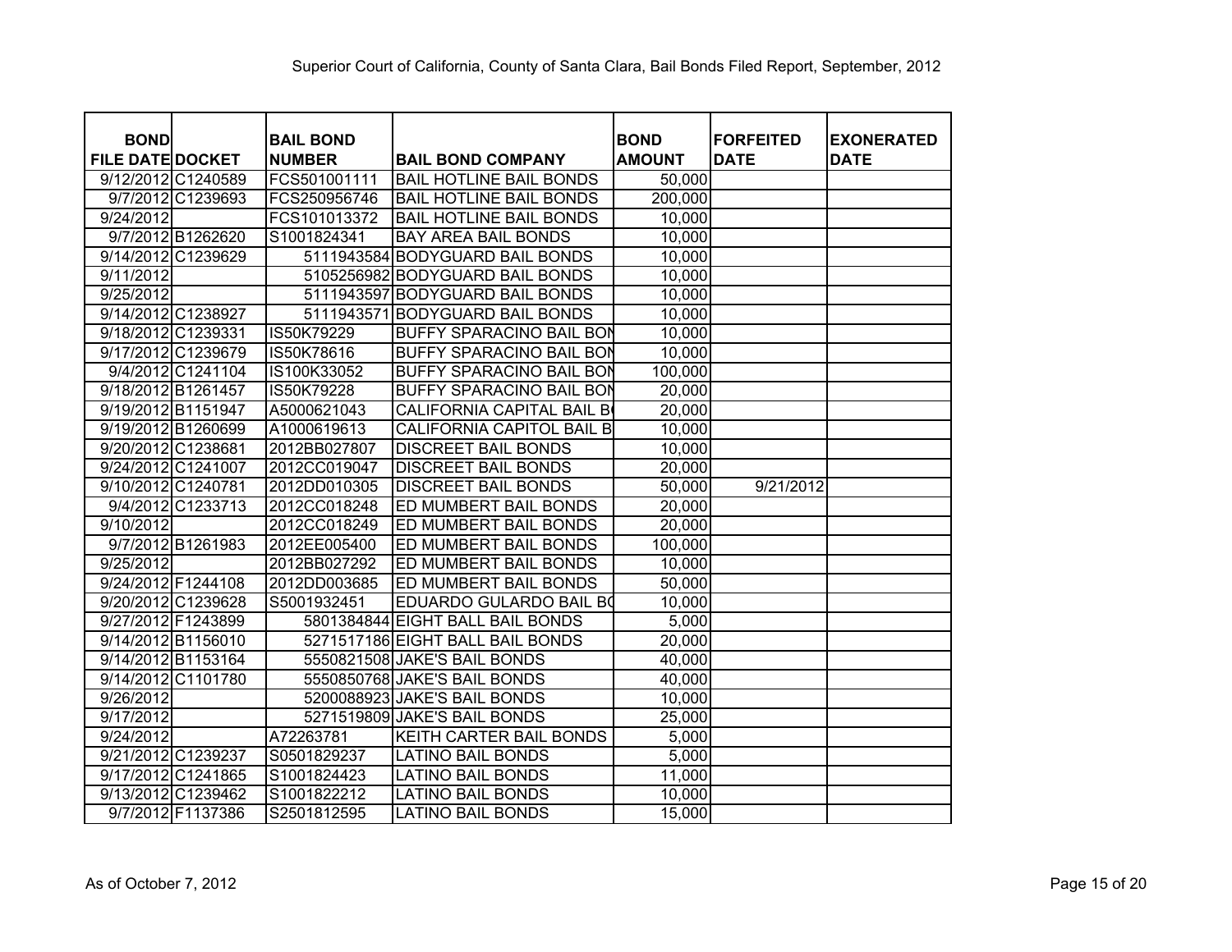Superior Court of California, County of Santa Clara, Bail Bonds Filed Report, September, 2012

| BOND FILE DATE | DOCKET | BAIL BOND NUMBER | BAIL BOND COMPANY | BOND AMOUNT | FORFEITED DATE | EXONERATED DATE |
|---|---|---|---|---|---|---|
| 9/12/2012 | C1240589 | FCS501001111 | BAIL HOTLINE BAIL BONDS | 50,000 | | |
| 9/7/2012 | C1239693 | FCS250956746 | BAIL HOTLINE BAIL BONDS | 200,000 | | |
| 9/24/2012 | | FCS101013372 | BAIL HOTLINE BAIL BONDS | 10,000 | | |
| 9/7/2012 | B1262620 | S1001824341 | BAY AREA BAIL BONDS | 10,000 | | |
| 9/14/2012 | C1239629 | 5111943584 | BODYGUARD BAIL BONDS | 10,000 | | |
| 9/11/2012 | | 5105256982 | BODYGUARD BAIL BONDS | 10,000 | | |
| 9/25/2012 | | 5111943597 | BODYGUARD BAIL BONDS | 10,000 | | |
| 9/14/2012 | C1238927 | 5111943571 | BODYGUARD BAIL BONDS | 10,000 | | |
| 9/18/2012 | C1239331 | IS50K79229 | BUFFY SPARACINO BAIL BON | 10,000 | | |
| 9/17/2012 | C1239679 | IS50K78616 | BUFFY SPARACINO BAIL BON | 10,000 | | |
| 9/4/2012 | C1241104 | IS100K33052 | BUFFY SPARACINO BAIL BON | 100,000 | | |
| 9/18/2012 | B1261457 | IS50K79228 | BUFFY SPARACINO BAIL BON | 20,000 | | |
| 9/19/2012 | B1151947 | A5000621043 | CALIFORNIA CAPITAL BAIL B | 20,000 | | |
| 9/19/2012 | B1260699 | A1000619613 | CALIFORNIA CAPITOL BAIL B | 10,000 | | |
| 9/20/2012 | C1238681 | 2012BB027807 | DISCREET BAIL BONDS | 10,000 | | |
| 9/24/2012 | C1241007 | 2012CC019047 | DISCREET BAIL BONDS | 20,000 | | |
| 9/10/2012 | C1240781 | 2012DD010305 | DISCREET BAIL BONDS | 50,000 | 9/21/2012 | |
| 9/4/2012 | C1233713 | 2012CC018248 | ED MUMBERT BAIL BONDS | 20,000 | | |
| 9/10/2012 | | 2012CC018249 | ED MUMBERT BAIL BONDS | 20,000 | | |
| 9/7/2012 | B1261983 | 2012EE005400 | ED MUMBERT BAIL BONDS | 100,000 | | |
| 9/25/2012 | | 2012BB027292 | ED MUMBERT BAIL BONDS | 10,000 | | |
| 9/24/2012 | F1244108 | 2012DD003685 | ED MUMBERT BAIL BONDS | 50,000 | | |
| 9/20/2012 | C1239628 | S5001932451 | EDUARDO GULARDO BAIL BO | 10,000 | | |
| 9/27/2012 | F1243899 | 5801384844 | EIGHT BALL BAIL BONDS | 5,000 | | |
| 9/14/2012 | B1156010 | 5271517186 | EIGHT BALL BAIL BONDS | 20,000 | | |
| 9/14/2012 | B1153164 | 5550821508 | JAKE'S BAIL BONDS | 40,000 | | |
| 9/14/2012 | C1101780 | 5550850768 | JAKE'S BAIL BONDS | 40,000 | | |
| 9/26/2012 | | 5200088923 | JAKE'S BAIL BONDS | 10,000 | | |
| 9/17/2012 | | 5271519809 | JAKE'S BAIL BONDS | 25,000 | | |
| 9/24/2012 | | A72263781 | KEITH CARTER BAIL BONDS | 5,000 | | |
| 9/21/2012 | C1239237 | S0501829237 | LATINO BAIL BONDS | 5,000 | | |
| 9/17/2012 | C1241865 | S1001824423 | LATINO BAIL BONDS | 11,000 | | |
| 9/13/2012 | C1239462 | S1001822212 | LATINO BAIL BONDS | 10,000 | | |
| 9/7/2012 | F1137386 | S2501812595 | LATINO BAIL BONDS | 15,000 | | |

As of October 7, 2012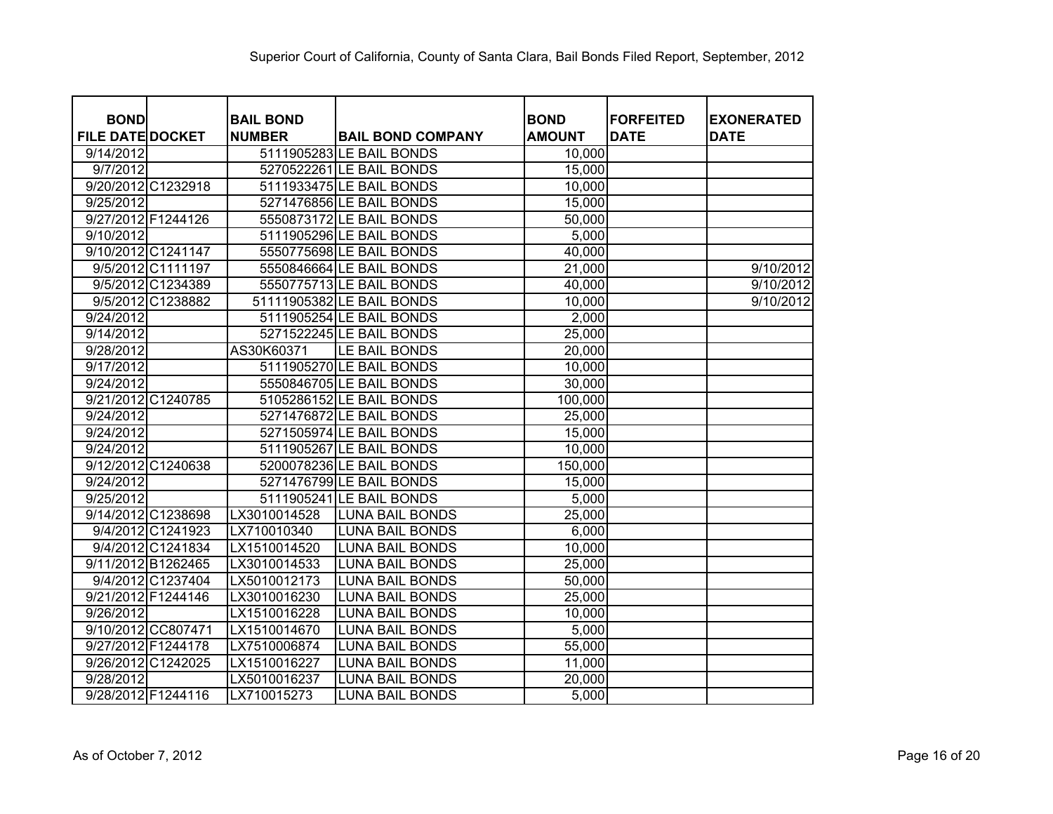Superior Court of California, County of Santa Clara, Bail Bonds Filed Report, September, 2012

| BOND FILE DATE | DOCKET | BAIL BOND NUMBER | BAIL BOND COMPANY | BOND AMOUNT | FORFEITED DATE | EXONERATED DATE |
|---|---|---|---|---|---|---|
| 9/14/2012 | | 5111905283 | LE BAIL BONDS | 10,000 | | |
| 9/7/2012 | | 5270522261 | LE BAIL BONDS | 15,000 | | |
| 9/20/2012 | C1232918 | 5111933475 | LE BAIL BONDS | 10,000 | | |
| 9/25/2012 | | 5271476856 | LE BAIL BONDS | 15,000 | | |
| 9/27/2012 | F1244126 | 5550873172 | LE BAIL BONDS | 50,000 | | |
| 9/10/2012 | | 5111905296 | LE BAIL BONDS | 5,000 | | |
| 9/10/2012 | C1241147 | 5550775698 | LE BAIL BONDS | 40,000 | | |
| 9/5/2012 | C1111197 | 5550846664 | LE BAIL BONDS | 21,000 | | 9/10/2012 |
| 9/5/2012 | C1234389 | 5550775713 | LE BAIL BONDS | 40,000 | | 9/10/2012 |
| 9/5/2012 | C1238882 | 51111905382 | LE BAIL BONDS | 10,000 | | 9/10/2012 |
| 9/24/2012 | | 5111905254 | LE BAIL BONDS | 2,000 | | |
| 9/14/2012 | | 5271522245 | LE BAIL BONDS | 25,000 | | |
| 9/28/2012 | | AS30K60371 | LE BAIL BONDS | 20,000 | | |
| 9/17/2012 | | 5111905270 | LE BAIL BONDS | 10,000 | | |
| 9/24/2012 | | 5550846705 | LE BAIL BONDS | 30,000 | | |
| 9/21/2012 | C1240785 | 5105286152 | LE BAIL BONDS | 100,000 | | |
| 9/24/2012 | | 5271476872 | LE BAIL BONDS | 25,000 | | |
| 9/24/2012 | | 5271505974 | LE BAIL BONDS | 15,000 | | |
| 9/24/2012 | | 5111905267 | LE BAIL BONDS | 10,000 | | |
| 9/12/2012 | C1240638 | 5200078236 | LE BAIL BONDS | 150,000 | | |
| 9/24/2012 | | 5271476799 | LE BAIL BONDS | 15,000 | | |
| 9/25/2012 | | 5111905241 | LE BAIL BONDS | 5,000 | | |
| 9/14/2012 | C1238698 | LX3010014528 | LUNA BAIL BONDS | 25,000 | | |
| 9/4/2012 | C1241923 | LX710010340 | LUNA BAIL BONDS | 6,000 | | |
| 9/4/2012 | C1241834 | LX1510014520 | LUNA BAIL BONDS | 10,000 | | |
| 9/11/2012 | B1262465 | LX3010014533 | LUNA BAIL BONDS | 25,000 | | |
| 9/4/2012 | C1237404 | LX5010012173 | LUNA BAIL BONDS | 50,000 | | |
| 9/21/2012 | F1244146 | LX3010016230 | LUNA BAIL BONDS | 25,000 | | |
| 9/26/2012 | | LX1510016228 | LUNA BAIL BONDS | 10,000 | | |
| 9/10/2012 | CC807471 | LX1510014670 | LUNA BAIL BONDS | 5,000 | | |
| 9/27/2012 | F1244178 | LX7510006874 | LUNA BAIL BONDS | 55,000 | | |
| 9/26/2012 | C1242025 | LX1510016227 | LUNA BAIL BONDS | 11,000 | | |
| 9/28/2012 | | LX5010016237 | LUNA BAIL BONDS | 20,000 | | |
| 9/28/2012 | F1244116 | LX710015273 | LUNA BAIL BONDS | 5,000 | | |

As of October 7, 2012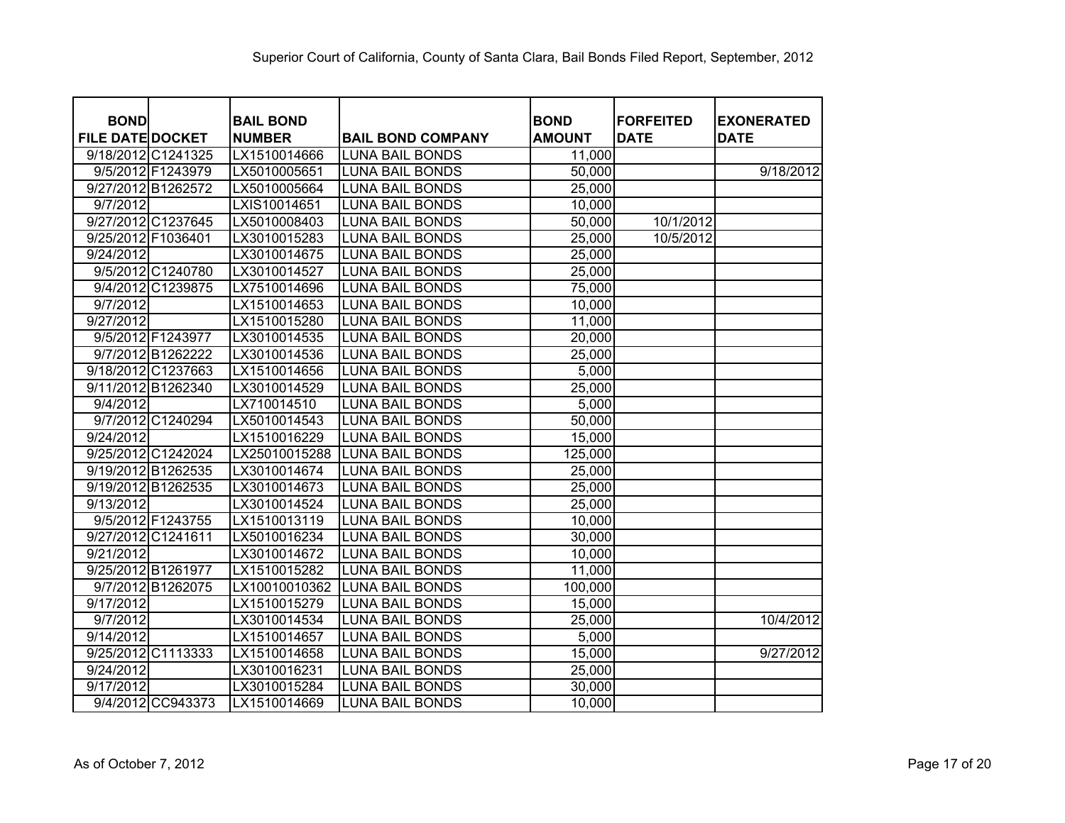Superior Court of California, County of Santa Clara, Bail Bonds Filed Report, September, 2012

| BOND FILE DATE | DOCKET | BAIL BOND NUMBER | BAIL BOND COMPANY | BOND AMOUNT | FORFEITED DATE | EXONERATED DATE |
|---|---|---|---|---|---|---|
| 9/18/2012 | C1241325 | LX1510014666 | LUNA BAIL BONDS | 11,000 | | |
| 9/5/2012 | F1243979 | LX5010005651 | LUNA BAIL BONDS | 50,000 | | 9/18/2012 |
| 9/27/2012 | B1262572 | LX5010005664 | LUNA BAIL BONDS | 25,000 | | |
| 9/7/2012 | | LXIS10014651 | LUNA BAIL BONDS | 10,000 | | |
| 9/27/2012 | C1237645 | LX5010008403 | LUNA BAIL BONDS | 50,000 | 10/1/2012 | |
| 9/25/2012 | F1036401 | LX3010015283 | LUNA BAIL BONDS | 25,000 | 10/5/2012 | |
| 9/24/2012 | | LX3010014675 | LUNA BAIL BONDS | 25,000 | | |
| 9/5/2012 | C1240780 | LX3010014527 | LUNA BAIL BONDS | 25,000 | | |
| 9/4/2012 | C1239875 | LX7510014696 | LUNA BAIL BONDS | 75,000 | | |
| 9/7/2012 | | LX1510014653 | LUNA BAIL BONDS | 10,000 | | |
| 9/27/2012 | | LX1510015280 | LUNA BAIL BONDS | 11,000 | | |
| 9/5/2012 | F1243977 | LX3010014535 | LUNA BAIL BONDS | 20,000 | | |
| 9/7/2012 | B1262222 | LX3010014536 | LUNA BAIL BONDS | 25,000 | | |
| 9/18/2012 | C1237663 | LX1510014656 | LUNA BAIL BONDS | 5,000 | | |
| 9/11/2012 | B1262340 | LX3010014529 | LUNA BAIL BONDS | 25,000 | | |
| 9/4/2012 | | LX710014510 | LUNA BAIL BONDS | 5,000 | | |
| 9/7/2012 | C1240294 | LX5010014543 | LUNA BAIL BONDS | 50,000 | | |
| 9/24/2012 | | LX1510016229 | LUNA BAIL BONDS | 15,000 | | |
| 9/25/2012 | C1242024 | LX25010015288 | LUNA BAIL BONDS | 125,000 | | |
| 9/19/2012 | B1262535 | LX3010014674 | LUNA BAIL BONDS | 25,000 | | |
| 9/19/2012 | B1262535 | LX3010014673 | LUNA BAIL BONDS | 25,000 | | |
| 9/13/2012 | | LX3010014524 | LUNA BAIL BONDS | 25,000 | | |
| 9/5/2012 | F1243755 | LX1510013119 | LUNA BAIL BONDS | 10,000 | | |
| 9/27/2012 | C1241611 | LX5010016234 | LUNA BAIL BONDS | 30,000 | | |
| 9/21/2012 | | LX3010014672 | LUNA BAIL BONDS | 10,000 | | |
| 9/25/2012 | B1261977 | LX1510015282 | LUNA BAIL BONDS | 11,000 | | |
| 9/7/2012 | B1262075 | LX10010010362 | LUNA BAIL BONDS | 100,000 | | |
| 9/17/2012 | | LX1510015279 | LUNA BAIL BONDS | 15,000 | | |
| 9/7/2012 | | LX3010014534 | LUNA BAIL BONDS | 25,000 | | 10/4/2012 |
| 9/14/2012 | | LX1510014657 | LUNA BAIL BONDS | 5,000 | | |
| 9/25/2012 | C1113333 | LX1510014658 | LUNA BAIL BONDS | 15,000 | | 9/27/2012 |
| 9/24/2012 | | LX3010016231 | LUNA BAIL BONDS | 25,000 | | |
| 9/17/2012 | | LX3010015284 | LUNA BAIL BONDS | 30,000 | | |
| 9/4/2012 | CC943373 | LX1510014669 | LUNA BAIL BONDS | 10,000 | | |

As of October 7, 2012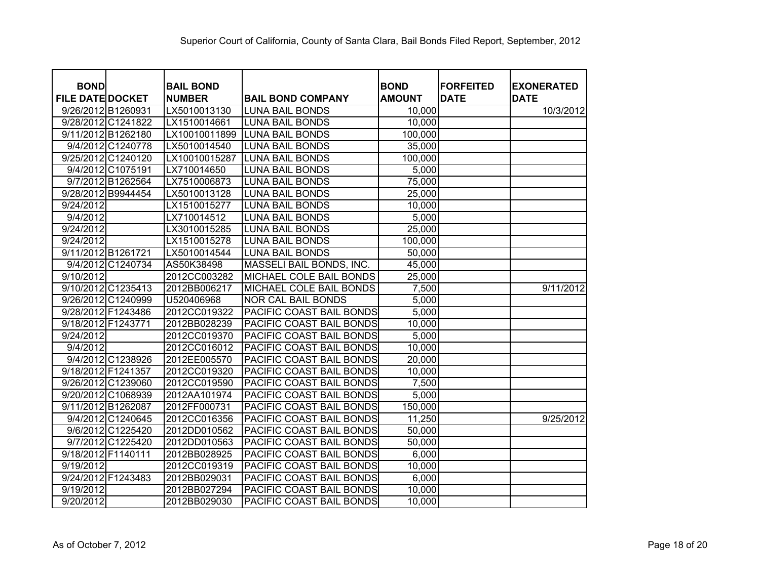Superior Court of California, County of Santa Clara, Bail Bonds Filed Report, September, 2012

| BOND FILE DATE | DOCKET | BAIL BOND NUMBER | BAIL BOND COMPANY | BOND AMOUNT | FORFEITED DATE | EXONERATED DATE |
|---|---|---|---|---|---|---|
| 9/26/2012 | B1260931 | LX5010013130 | LUNA BAIL BONDS | 10,000 | | 10/3/2012 |
| 9/28/2012 | C1241822 | LX1510014661 | LUNA BAIL BONDS | 10,000 | | |
| 9/11/2012 | B1262180 | LX10010011899 | LUNA BAIL BONDS | 100,000 | | |
| 9/4/2012 | C1240778 | LX5010014540 | LUNA BAIL BONDS | 35,000 | | |
| 9/25/2012 | C1240120 | LX10010015287 | LUNA BAIL BONDS | 100,000 | | |
| 9/4/2012 | C1075191 | LX710014650 | LUNA BAIL BONDS | 5,000 | | |
| 9/7/2012 | B1262564 | LX7510006873 | LUNA BAIL BONDS | 75,000 | | |
| 9/28/2012 | B9944454 | LX5010013128 | LUNA BAIL BONDS | 25,000 | | |
| 9/24/2012 | | LX1510015277 | LUNA BAIL BONDS | 10,000 | | |
| 9/4/2012 | | LX710014512 | LUNA BAIL BONDS | 5,000 | | |
| 9/24/2012 | | LX3010015285 | LUNA BAIL BONDS | 25,000 | | |
| 9/24/2012 | | LX1510015278 | LUNA BAIL BONDS | 100,000 | | |
| 9/11/2012 | B1261721 | LX5010014544 | LUNA BAIL BONDS | 50,000 | | |
| 9/4/2012 | C1240734 | AS50K38498 | MASSELI BAIL BONDS, INC. | 45,000 | | |
| 9/10/2012 | | 2012CC003282 | MICHAEL COLE BAIL BONDS | 25,000 | | |
| 9/10/2012 | C1235413 | 2012BB006217 | MICHAEL COLE BAIL BONDS | 7,500 | | 9/11/2012 |
| 9/26/2012 | C1240999 | U520406968 | NOR CAL BAIL BONDS | 5,000 | | |
| 9/28/2012 | F1243486 | 2012CC019322 | PACIFIC COAST BAIL BONDS | 5,000 | | |
| 9/18/2012 | F1243771 | 2012BB028239 | PACIFIC COAST BAIL BONDS | 10,000 | | |
| 9/24/2012 | | 2012CC019370 | PACIFIC COAST BAIL BONDS | 5,000 | | |
| 9/4/2012 | | 2012CC016012 | PACIFIC COAST BAIL BONDS | 10,000 | | |
| 9/4/2012 | C1238926 | 2012EE005570 | PACIFIC COAST BAIL BONDS | 20,000 | | |
| 9/18/2012 | F1241357 | 2012CC019320 | PACIFIC COAST BAIL BONDS | 10,000 | | |
| 9/26/2012 | C1239060 | 2012CC019590 | PACIFIC COAST BAIL BONDS | 7,500 | | |
| 9/20/2012 | C1068939 | 2012AA101974 | PACIFIC COAST BAIL BONDS | 5,000 | | |
| 9/11/2012 | B1262087 | 2012FF000731 | PACIFIC COAST BAIL BONDS | 150,000 | | |
| 9/4/2012 | C1240645 | 2012CC016356 | PACIFIC COAST BAIL BONDS | 11,250 | | 9/25/2012 |
| 9/6/2012 | C1225420 | 2012DD010562 | PACIFIC COAST BAIL BONDS | 50,000 | | |
| 9/7/2012 | C1225420 | 2012DD010563 | PACIFIC COAST BAIL BONDS | 50,000 | | |
| 9/18/2012 | F1140111 | 2012BB028925 | PACIFIC COAST BAIL BONDS | 6,000 | | |
| 9/19/2012 | | 2012CC019319 | PACIFIC COAST BAIL BONDS | 10,000 | | |
| 9/24/2012 | F1243483 | 2012BB029031 | PACIFIC COAST BAIL BONDS | 6,000 | | |
| 9/19/2012 | | 2012BB027294 | PACIFIC COAST BAIL BONDS | 10,000 | | |
| 9/20/2012 | | 2012BB029030 | PACIFIC COAST BAIL BONDS | 10,000 | | |

As of October 7, 2012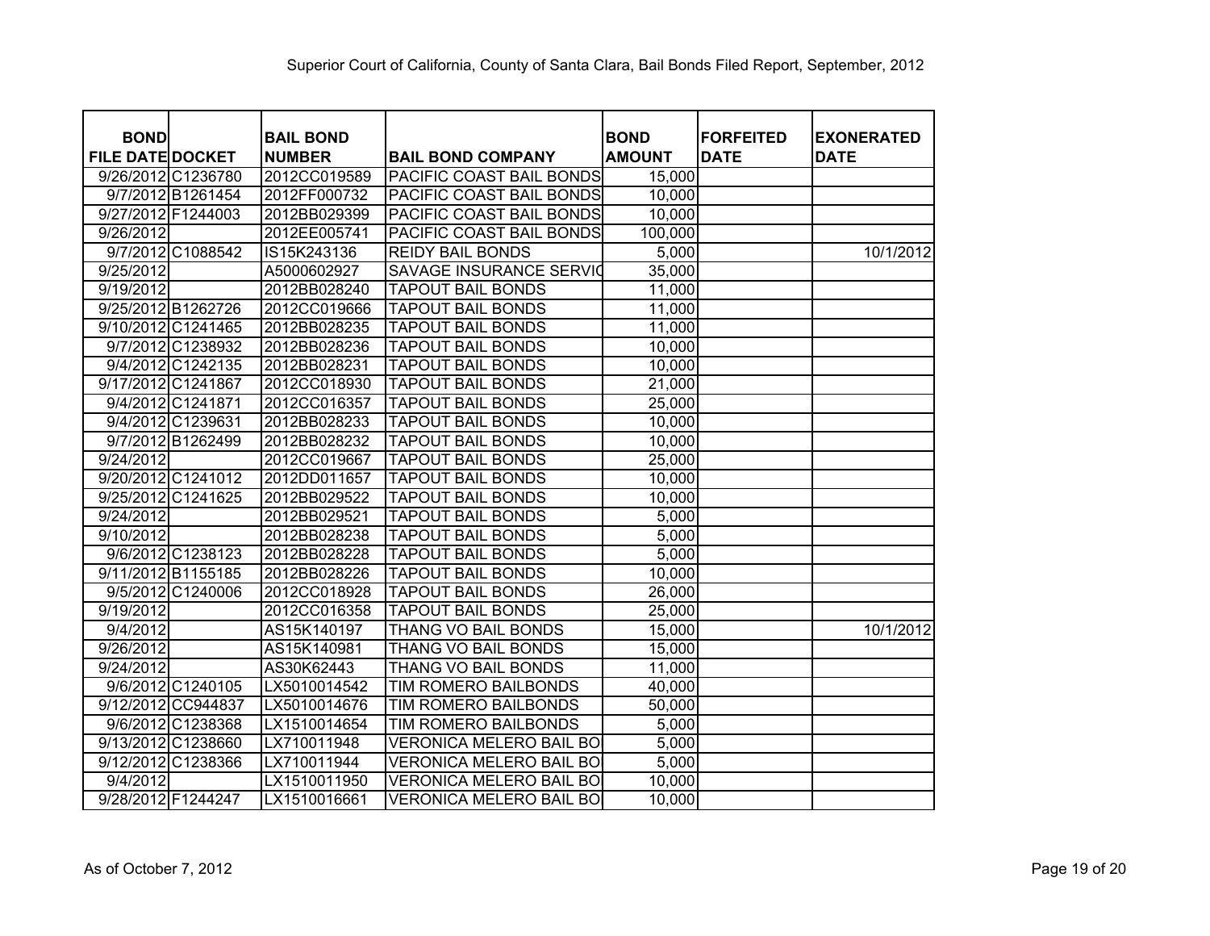Superior Court of California, County of Santa Clara, Bail Bonds Filed Report, September, 2012

| BOND FILE DATE | DOCKET | BAIL BOND NUMBER | BAIL BOND COMPANY | BOND AMOUNT | FORFEITED DATE | EXONERATED DATE |
|---|---|---|---|---|---|---|
| 9/26/2012 | C1236780 | 2012CC019589 | PACIFIC COAST BAIL BONDS | 15,000 | | |
| 9/7/2012 | B1261454 | 2012FF000732 | PACIFIC COAST BAIL BONDS | 10,000 | | |
| 9/27/2012 | F1244003 | 2012BB029399 | PACIFIC COAST BAIL BONDS | 10,000 | | |
| 9/26/2012 | | 2012EE005741 | PACIFIC COAST BAIL BONDS | 100,000 | | |
| 9/7/2012 | C1088542 | IS15K243136 | REIDY BAIL BONDS | 5,000 | | 10/1/2012 |
| 9/25/2012 | | A5000602927 | SAVAGE INSURANCE SERVIC | 35,000 | | |
| 9/19/2012 | | 2012BB028240 | TAPOUT BAIL BONDS | 11,000 | | |
| 9/25/2012 | B1262726 | 2012CC019666 | TAPOUT BAIL BONDS | 11,000 | | |
| 9/10/2012 | C1241465 | 2012BB028235 | TAPOUT BAIL BONDS | 11,000 | | |
| 9/7/2012 | C1238932 | 2012BB028236 | TAPOUT BAIL BONDS | 10,000 | | |
| 9/4/2012 | C1242135 | 2012BB028231 | TAPOUT BAIL BONDS | 10,000 | | |
| 9/17/2012 | C1241867 | 2012CC018930 | TAPOUT BAIL BONDS | 21,000 | | |
| 9/4/2012 | C1241871 | 2012CC016357 | TAPOUT BAIL BONDS | 25,000 | | |
| 9/4/2012 | C1239631 | 2012BB028233 | TAPOUT BAIL BONDS | 10,000 | | |
| 9/7/2012 | B1262499 | 2012BB028232 | TAPOUT BAIL BONDS | 10,000 | | |
| 9/24/2012 | | 2012CC019667 | TAPOUT BAIL BONDS | 25,000 | | |
| 9/20/2012 | C1241012 | 2012DD011657 | TAPOUT BAIL BONDS | 10,000 | | |
| 9/25/2012 | C1241625 | 2012BB029522 | TAPOUT BAIL BONDS | 10,000 | | |
| 9/24/2012 | | 2012BB029521 | TAPOUT BAIL BONDS | 5,000 | | |
| 9/10/2012 | | 2012BB028238 | TAPOUT BAIL BONDS | 5,000 | | |
| 9/6/2012 | C1238123 | 2012BB028228 | TAPOUT BAIL BONDS | 5,000 | | |
| 9/11/2012 | B1155185 | 2012BB028226 | TAPOUT BAIL BONDS | 10,000 | | |
| 9/5/2012 | C1240006 | 2012CC018928 | TAPOUT BAIL BONDS | 26,000 | | |
| 9/19/2012 | | 2012CC016358 | TAPOUT BAIL BONDS | 25,000 | | |
| 9/4/2012 | | AS15K140197 | THANG VO BAIL BONDS | 15,000 | | 10/1/2012 |
| 9/26/2012 | | AS15K140981 | THANG VO BAIL BONDS | 15,000 | | |
| 9/24/2012 | | AS30K62443 | THANG VO BAIL BONDS | 11,000 | | |
| 9/6/2012 | C1240105 | LX5010014542 | TIM ROMERO BAILBONDS | 40,000 | | |
| 9/12/2012 | CC944837 | LX5010014676 | TIM ROMERO BAILBONDS | 50,000 | | |
| 9/6/2012 | C1238368 | LX1510014654 | TIM ROMERO BAILBONDS | 5,000 | | |
| 9/13/2012 | C1238660 | LX710011948 | VERONICA MELERO BAIL BO | 5,000 | | |
| 9/12/2012 | C1238366 | LX710011944 | VERONICA MELERO BAIL BO | 5,000 | | |
| 9/4/2012 | | LX1510011950 | VERONICA MELERO BAIL BO | 10,000 | | |
| 9/28/2012 | F1244247 | LX1510016661 | VERONICA MELERO BAIL BO | 10,000 | | |

As of October 7, 2012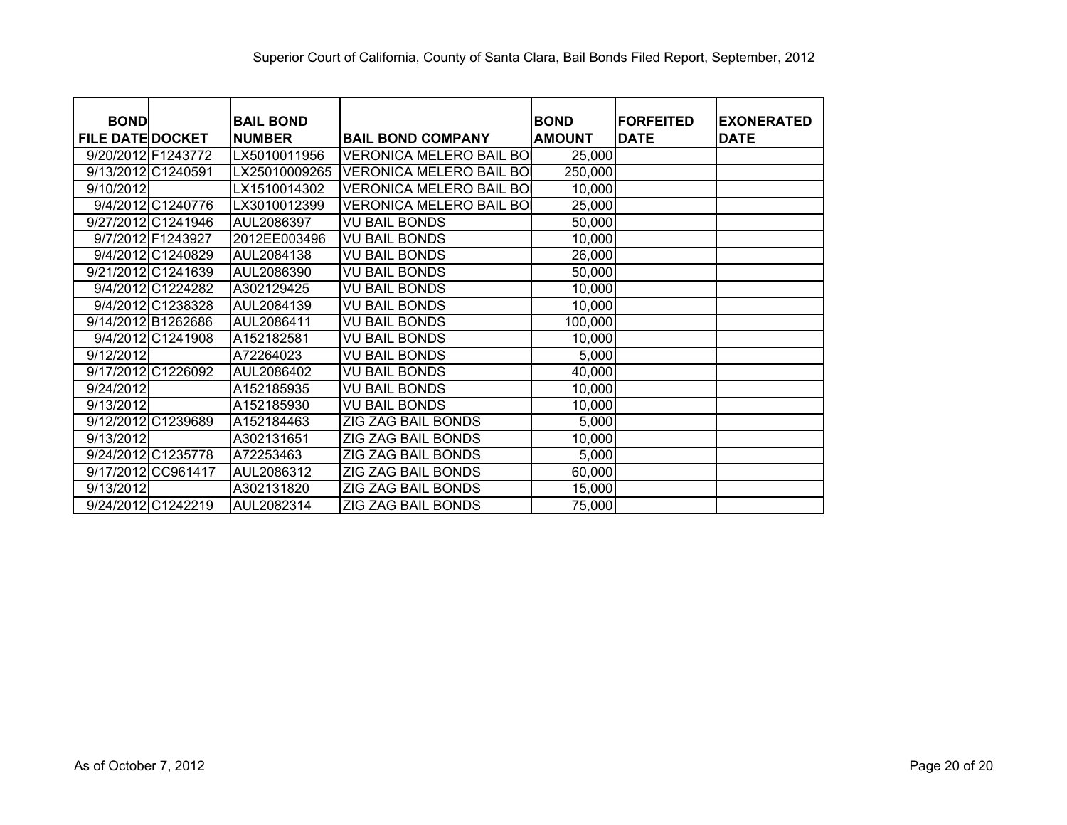Superior Court of California, County of Santa Clara, Bail Bonds Filed Report, September, 2012

| BOND FILE DATE | DOCKET | BAIL BOND NUMBER | BAIL BOND COMPANY | BOND AMOUNT | FORFEITED DATE | EXONERATED DATE |
|---|---|---|---|---|---|---|
| 9/20/2012 | F1243772 | LX5010011956 | VERONICA MELERO BAIL BO | 25,000 | | |
| 9/13/2012 | C1240591 | LX25010009265 | VERONICA MELERO BAIL BO | 250,000 | | |
| 9/10/2012 | | LX1510014302 | VERONICA MELERO BAIL BO | 10,000 | | |
| 9/4/2012 | C1240776 | LX3010012399 | VERONICA MELERO BAIL BO | 25,000 | | |
| 9/27/2012 | C1241946 | AUL2086397 | VU BAIL BONDS | 50,000 | | |
| 9/7/2012 | F1243927 | 2012EE003496 | VU BAIL BONDS | 10,000 | | |
| 9/4/2012 | C1240829 | AUL2084138 | VU BAIL BONDS | 26,000 | | |
| 9/21/2012 | C1241639 | AUL2086390 | VU BAIL BONDS | 50,000 | | |
| 9/4/2012 | C1224282 | A302129425 | VU BAIL BONDS | 10,000 | | |
| 9/4/2012 | C1238328 | AUL2084139 | VU BAIL BONDS | 10,000 | | |
| 9/14/2012 | B1262686 | AUL2086411 | VU BAIL BONDS | 100,000 | | |
| 9/4/2012 | C1241908 | A152182581 | VU BAIL BONDS | 10,000 | | |
| 9/12/2012 | | A72264023 | VU BAIL BONDS | 5,000 | | |
| 9/17/2012 | C1226092 | AUL2086402 | VU BAIL BONDS | 40,000 | | |
| 9/24/2012 | | A152185935 | VU BAIL BONDS | 10,000 | | |
| 9/13/2012 | | A152185930 | VU BAIL BONDS | 10,000 | | |
| 9/12/2012 | C1239689 | A152184463 | ZIG ZAG BAIL BONDS | 5,000 | | |
| 9/13/2012 | | A302131651 | ZIG ZAG BAIL BONDS | 10,000 | | |
| 9/24/2012 | C1235778 | A72253463 | ZIG ZAG BAIL BONDS | 5,000 | | |
| 9/17/2012 | CC961417 | AUL2086312 | ZIG ZAG BAIL BONDS | 60,000 | | |
| 9/13/2012 | | A302131820 | ZIG ZAG BAIL BONDS | 15,000 | | |
| 9/24/2012 | C1242219 | AUL2082314 | ZIG ZAG BAIL BONDS | 75,000 | | |

As of October 7, 2012